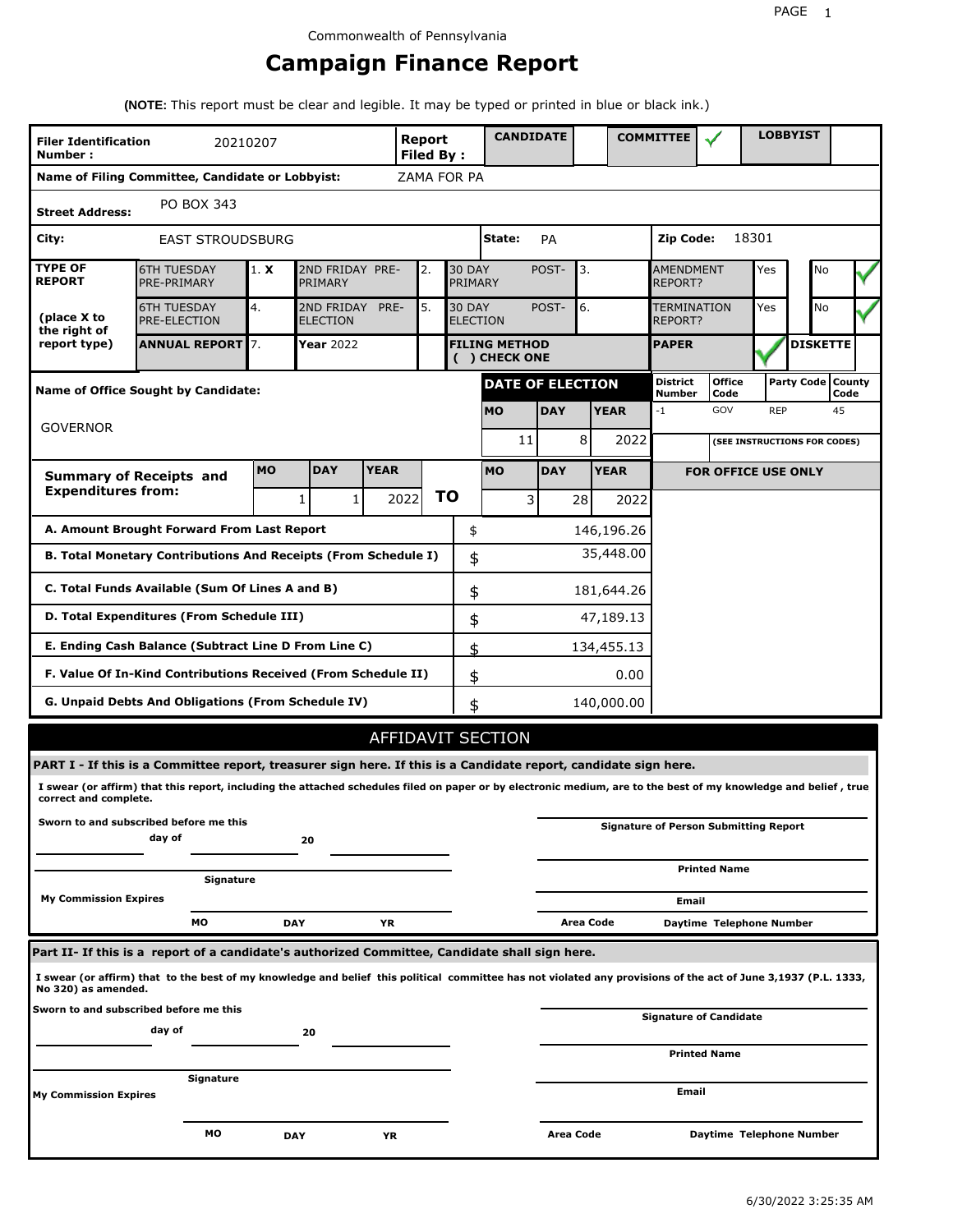Commonwealth of Pennsylvania

# Campaign Finance Report

**(NOTE:** This report must be clear and legible. It may be typed or printed in blue or black ink.)

| **Filer Identification Number :** | 20210207 | **Report Filed By :** | **CANDIDATE** | | **COMMITTEE** | ✓ | **LOBBYIST** | |
|---|---|---|---|---|---|---|---|---|

**Name of Filing Committee, Candidate or Lobbyist:** ZAMA FOR PA

**Street Address:** PO BOX 343

**City:** EAST STROUDSBURG **State:** PA **Zip Code:** 18301

| **TYPE OF REPORT** | 6TH TUESDAY PRE-PRIMARY | 1. **X** | 2ND FRIDAY PRE-PRIMARY | 2. | 30 DAY POST-PRIMARY | 3. | AMENDMENT REPORT? | Yes | | No | ✓ |
|---|---|---|---|---|---|---|---|---|---|---|---|
| **(place X to the right of report type)** | 6TH TUESDAY PRE-ELECTION | 4. | 2ND FRIDAY PRE-ELECTION | 5. | 30 DAY POST-ELECTION | 6. | TERMINATION REPORT? | Yes | | No | ✓ |
| | **ANNUAL REPORT** | 7. | **Year** 2022 | | **FILING METHOD ( ) CHECK ONE** | | **PAPER** | ✓ | **DISKETTE** | | |

**Name of Office Sought by Candidate:** GOVERNOR

| **DATE OF ELECTION** | | | **District Number** | **Office Code** | **Party Code** | **County Code** |
|---|---|---|---|---|---|---|
| **MO** | **DAY** | **YEAR** | -1 | GOV | REP | 45 |
| 11 | 8 | 2022 | | **(SEE INSTRUCTIONS FOR CODES)** | | |

| **Summary of Receipts and Expenditures from:** | **MO** | **DAY** | **YEAR** | | **MO** | **DAY** | **YEAR** |
|---|---|---|---|---|---|---|---|
| | 1 | 1 | 2022 | **TO** | 3 | 28 | 2022 |

**FOR OFFICE USE ONLY**

| | | |
|---|---|---|
| **A. Amount Brought Forward From Last Report** | $ | 146,196.26 |
| **B. Total Monetary Contributions And Receipts (From Schedule I)** | $ | 35,448.00 |
| **C. Total Funds Available (Sum Of Lines A and B)** | $ | 181,644.26 |
| **D. Total Expenditures (From Schedule III)** | $ | 47,189.13 |
| **E. Ending Cash Balance (Subtract Line D From Line C)** | $ | 134,455.13 |
| **F. Value Of In-Kind Contributions Received (From Schedule II)** | $ | 0.00 |
| **G. Unpaid Debts And Obligations (From Schedule IV)** | $ | 140,000.00 |

## AFFIDAVIT SECTION

**PART I - If this is a Committee report, treasurer sign here. If this is a Candidate report, candidate sign here.**

**I swear (or affirm) that this report, including the attached schedules filed on paper or by electronic medium, are to the best of my knowledge and belief , true correct and complete.**

**Sworn to and subscribed before me this** ______ **day of** ______ **20** ______

**Signature** ______

**My Commission Expires** **MO** ______ **DAY** ______ **YR** ______

**Signature of Person Submitting Report** ______

**Printed Name** ______

**Email** ______

**Area Code** ______ **Daytime Telephone Number** ______

**Part II- If this is a report of a candidate's authorized Committee, Candidate shall sign here.**

**I swear (or affirm) that to the best of my knowledge and belief this political committee has not violated any provisions of the act of June 3,1937 (P.L. 1333, No 320) as amended.**

**Sworn to and subscribed before me this** ______ **day of** ______ **20** ______

**Signature** ______

**My Commission Expires** **MO** ______ **DAY** ______ **YR** ______

**Signature of Candidate** ______

**Printed Name** ______

**Email** ______

**Area Code** ______ **Daytime Telephone Number** ______

6/30/2022 3:25:35 AM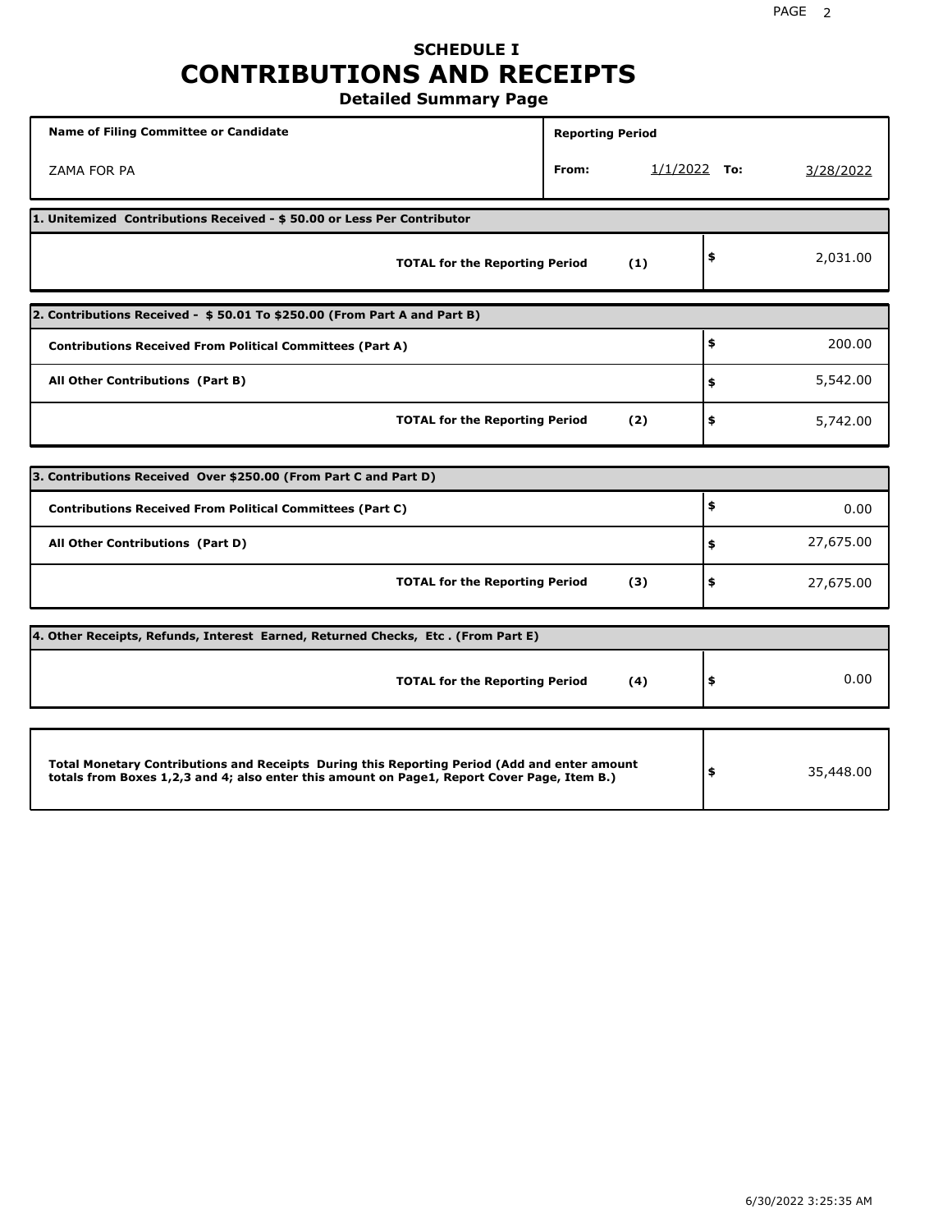# SCHEDULE I
# CONTRIBUTIONS AND RECEIPTS
## Detailed Summary Page

| Name of Filing Committee or Candidate | Reporting Period |
|---|---|
| ZAMA FOR PA | From: 1/1/2022 To: 3/28/2022 |

**1. Unitemized Contributions Received - $ 50.00 or Less Per Contributor**

| | | |
|---|---|---|
| **TOTAL for the Reporting Period** | **(1)** | $ 2,031.00 |

**2. Contributions Received - $ 50.01 To $250.00 (From Part A and Part B)**

| | | |
|---|---|---|
| **Contributions Received From Political Committees (Part A)** | | $ 200.00 |
| **All Other Contributions (Part B)** | | $ 5,542.00 |
| **TOTAL for the Reporting Period** | **(2)** | $ 5,742.00 |

**3. Contributions Received Over $250.00 (From Part C and Part D)**

| | | |
|---|---|---|
| **Contributions Received From Political Committees (Part C)** | | $ 0.00 |
| **All Other Contributions (Part D)** | | $ 27,675.00 |
| **TOTAL for the Reporting Period** | **(3)** | $ 27,675.00 |

**4. Other Receipts, Refunds, Interest Earned, Returned Checks, Etc . (From Part E)**

| | | |
|---|---|---|
| **TOTAL for the Reporting Period** | **(4)** | $ 0.00 |

| | |
|---|---|
| **Total Monetary Contributions and Receipts During this Reporting Period (Add and enter amount totals from Boxes 1,2,3 and 4; also enter this amount on Page1, Report Cover Page, Item B.)** | $ 35,448.00 |

6/30/2022 3:25:35 AM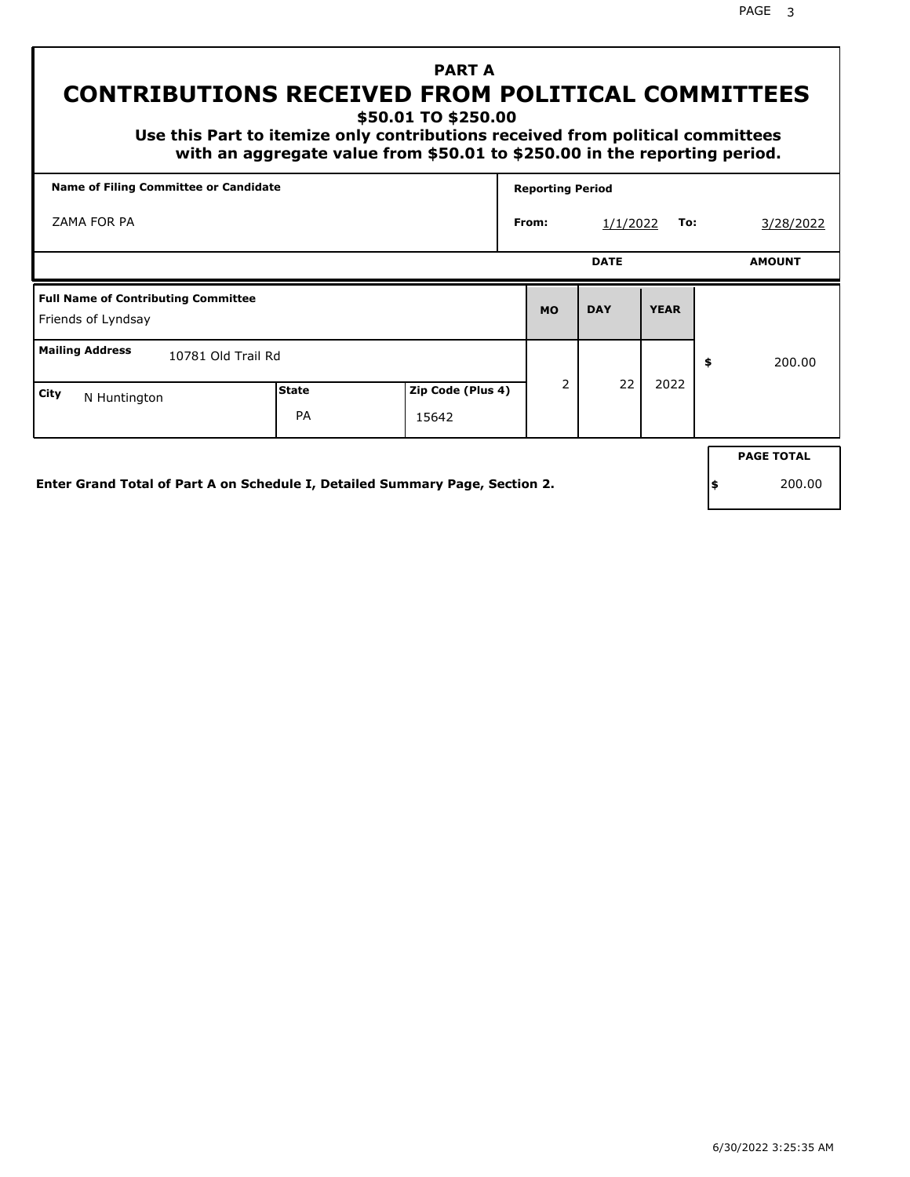# PART A

# CONTRIBUTIONS RECEIVED FROM POLITICAL COMMITTEES

**$50.01 TO $250.00**

**Use this Part to itemize only contributions received from political committees with an aggregate value from $50.01 to $250.00 in the reporting period.**

| Name of Filing Committee or Candidate | Reporting Period | | | |
|---|---|---|---|---|
| ZAMA FOR PA | From: | 1/1/2022 | To: | 3/28/2022 |

| Full Name of Contributing Committee | | | DATE MO | DAY | YEAR | AMOUNT |
|---|---|---|---|---|---|---|
| Friends of Lyndsay | | | 2 | 22 | 2022 | $ 200.00 |
| **Mailing Address** 10781 Old Trail Rd | | | | | | |
| **City** N Huntington | **State** PA | **Zip Code (Plus 4)** 15642 | | | | |

**Enter Grand Total of Part A on Schedule I, Detailed Summary Page, Section 2.**

| PAGE TOTAL |
|---|
| $ 200.00 |

6/30/2022 3:25:35 AM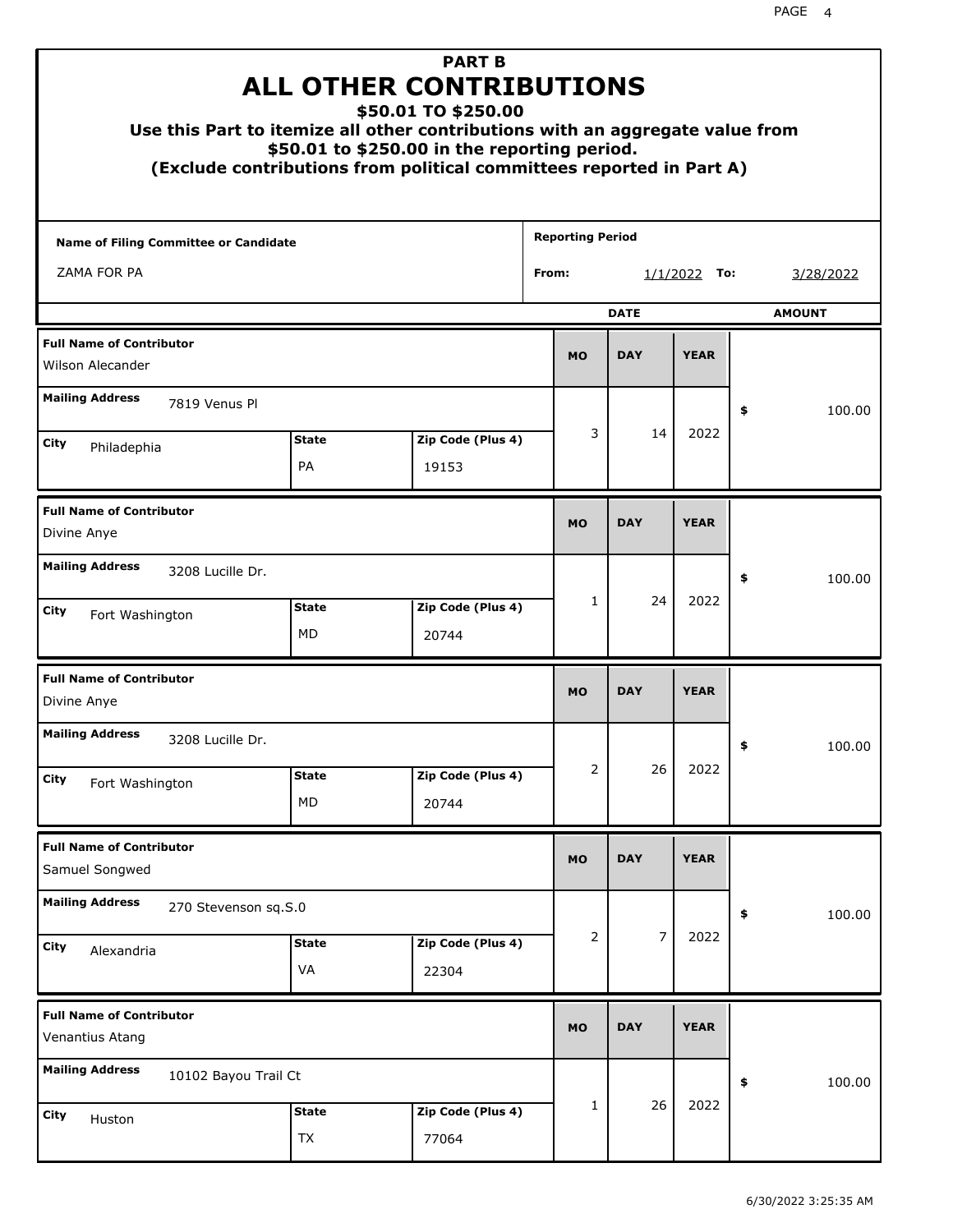# PART B
# ALL OTHER CONTRIBUTIONS
### $50.01 TO $250.00
### Use this Part to itemize all other contributions with an aggregate value from $50.01 to $250.00 in the reporting period.
### (Exclude contributions from political committees reported in Part A)

| Name of Filing Committee or Candidate | Reporting Period | |
|---|---|---|
| ZAMA FOR PA | From: 1/1/2022 | To: 3/28/2022 |

| Full Name of Contributor | Mailing Address | City | State | Zip Code (Plus 4) | MO | DAY | YEAR | AMOUNT |
|---|---|---|---|---|---|---|---|---|
| Wilson Alecander | 7819 Venus Pl | Philadephia | PA | 19153 | 3 | 14 | 2022 | $ 100.00 |
| Divine Anye | 3208 Lucille Dr. | Fort Washington | MD | 20744 | 1 | 24 | 2022 | $ 100.00 |
| Divine Anye | 3208 Lucille Dr. | Fort Washington | MD | 20744 | 2 | 26 | 2022 | $ 100.00 |
| Samuel Songwed | 270 Stevenson sq.S.0 | Alexandria | VA | 22304 | 2 | 7 | 2022 | $ 100.00 |
| Venantius Atang | 10102 Bayou Trail Ct | Huston | TX | 77064 | 1 | 26 | 2022 | $ 100.00 |

6/30/2022 3:25:35 AM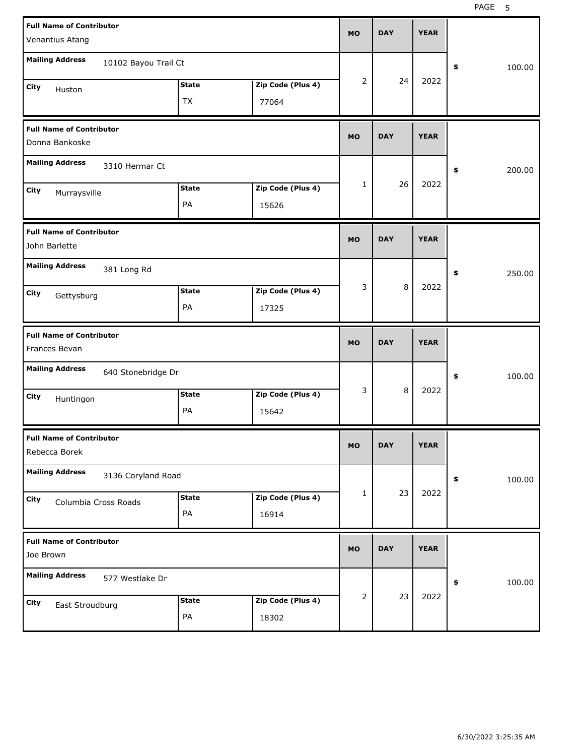| Full Name of Contributor | Mailing Address | City | State | Zip Code (Plus 4) | MO | DAY | YEAR | $ |
|---|---|---|---|---|---|---|---|---|
| Venantius Atang | 10102 Bayou Trail Ct | Huston | TX | 77064 | 2 | 24 | 2022 | 100.00 |
| Donna Bankoske | 3310 Hermar Ct | Murraysville | PA | 15626 | 1 | 26 | 2022 | 200.00 |
| John Barlette | 381 Long Rd | Gettysburg | PA | 17325 | 3 | 8 | 2022 | 250.00 |
| Frances Bevan | 640 Stonebridge Dr | Huntingon | PA | 15642 | 3 | 8 | 2022 | 100.00 |
| Rebecca Borek | 3136 Coryland Road | Columbia Cross Roads | PA | 16914 | 1 | 23 | 2022 | 100.00 |
| Joe Brown | 577 Westlake Dr | East Stroudburg | PA | 18302 | 2 | 23 | 2022 | 100.00 |

6/30/2022 3:25:35 AM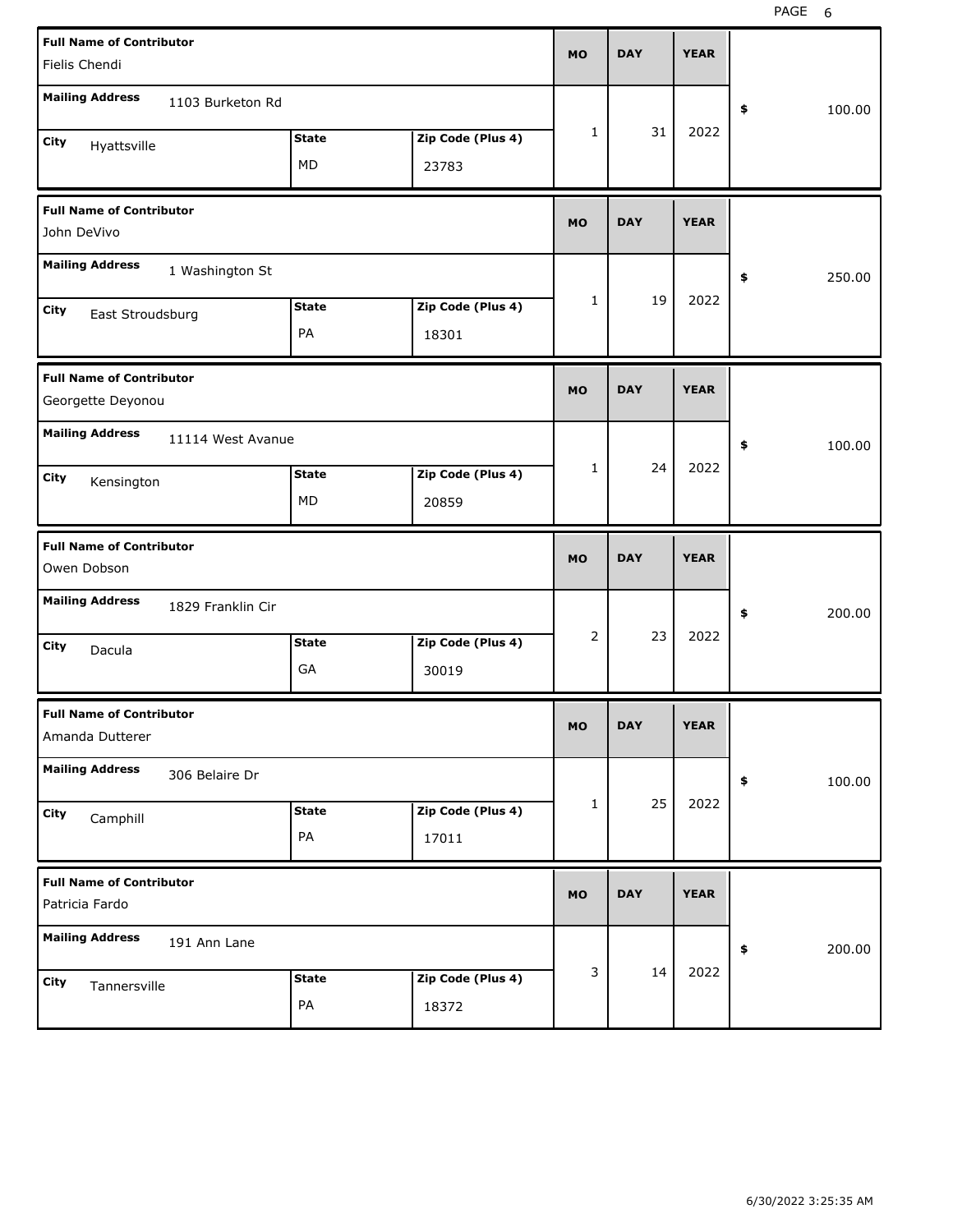| Full Name of Contributor | Mailing Address | City | State | Zip Code (Plus 4) | MO | DAY | YEAR | $ |
|---|---|---|---|---|---|---|---|---|
| Fielis Chendi | 1103 Burketon Rd | Hyattsville | MD | 23783 | 1 | 31 | 2022 | 100.00 |
| John DeVivo | 1 Washington St | East Stroudsburg | PA | 18301 | 1 | 19 | 2022 | 250.00 |
| Georgette Deyonou | 11114 West Avanue | Kensington | MD | 20859 | 1 | 24 | 2022 | 100.00 |
| Owen Dobson | 1829 Franklin Cir | Dacula | GA | 30019 | 2 | 23 | 2022 | 200.00 |
| Amanda Dutterer | 306 Belaire Dr | Camphill | PA | 17011 | 1 | 25 | 2022 | 100.00 |
| Patricia Fardo | 191 Ann Lane | Tannersville | PA | 18372 | 3 | 14 | 2022 | 200.00 |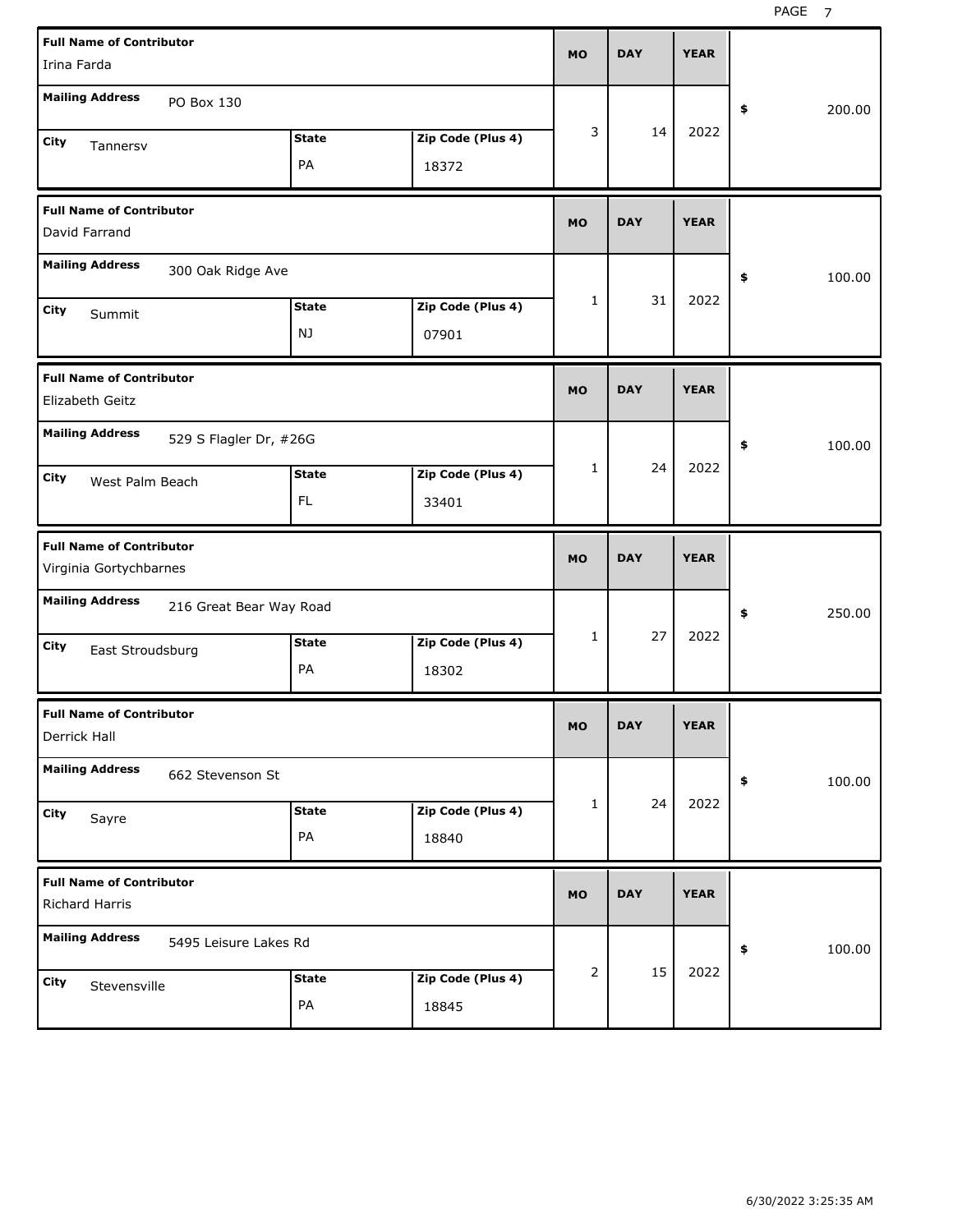| Full Name of Contributor | Mailing Address | City | State | Zip Code (Plus 4) | MO | DAY | YEAR | $ |
|---|---|---|---|---|---|---|---|---|
| Irina Farda | PO Box 130 | Tannersv | PA | 18372 | 3 | 14 | 2022 | 200.00 |
| David Farrand | 300 Oak Ridge Ave | Summit | NJ | 07901 | 1 | 31 | 2022 | 100.00 |
| Elizabeth Geitz | 529 S Flagler Dr, #26G | West Palm Beach | FL | 33401 | 1 | 24 | 2022 | 100.00 |
| Virginia Gortychbarnes | 216 Great Bear Way Road | East Stroudsburg | PA | 18302 | 1 | 27 | 2022 | 250.00 |
| Derrick Hall | 662 Stevenson St | Sayre | PA | 18840 | 1 | 24 | 2022 | 100.00 |
| Richard Harris | 5495 Leisure Lakes Rd | Stevensville | PA | 18845 | 2 | 15 | 2022 | 100.00 |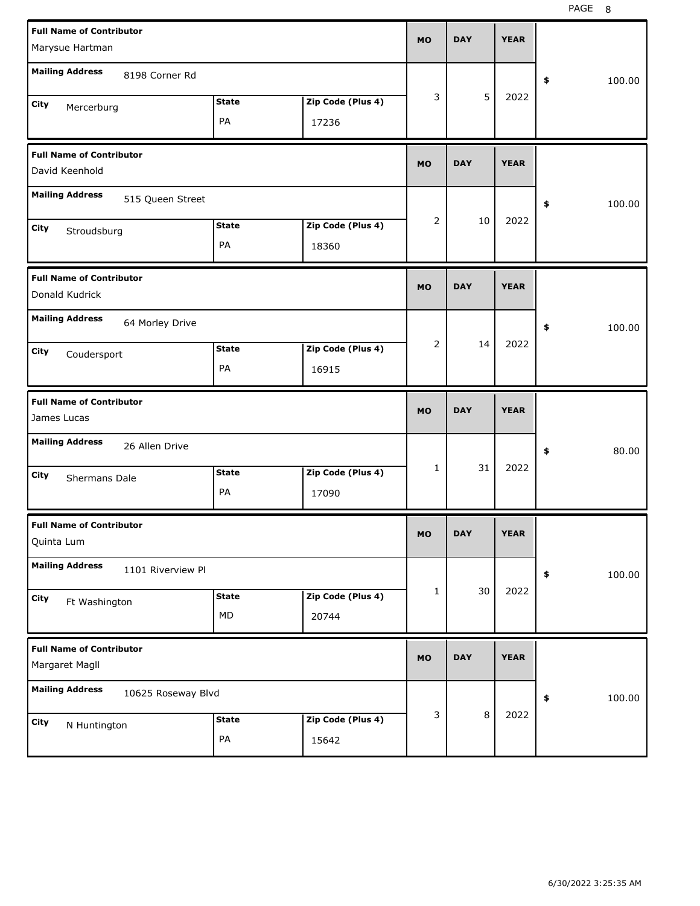| Full Name of Contributor | Mailing Address | City | State | Zip Code (Plus 4) | MO | DAY | YEAR | $ |
|---|---|---|---|---|---|---|---|---|
| Marysue Hartman | 8198 Corner Rd | Mercerburg | PA | 17236 | 3 | 5 | 2022 | 100.00 |
| David Keenhold | 515 Queen Street | Stroudsburg | PA | 18360 | 2 | 10 | 2022 | 100.00 |
| Donald Kudrick | 64 Morley Drive | Coudersport | PA | 16915 | 2 | 14 | 2022 | 100.00 |
| James Lucas | 26 Allen Drive | Shermans Dale | PA | 17090 | 1 | 31 | 2022 | 80.00 |
| Quinta Lum | 1101 Riverview Pl | Ft Washington | MD | 20744 | 1 | 30 | 2022 | 100.00 |
| Margaret Magll | 10625 Roseway Blvd | N Huntington | PA | 15642 | 3 | 8 | 2022 | 100.00 |

6/30/2022 3:25:35 AM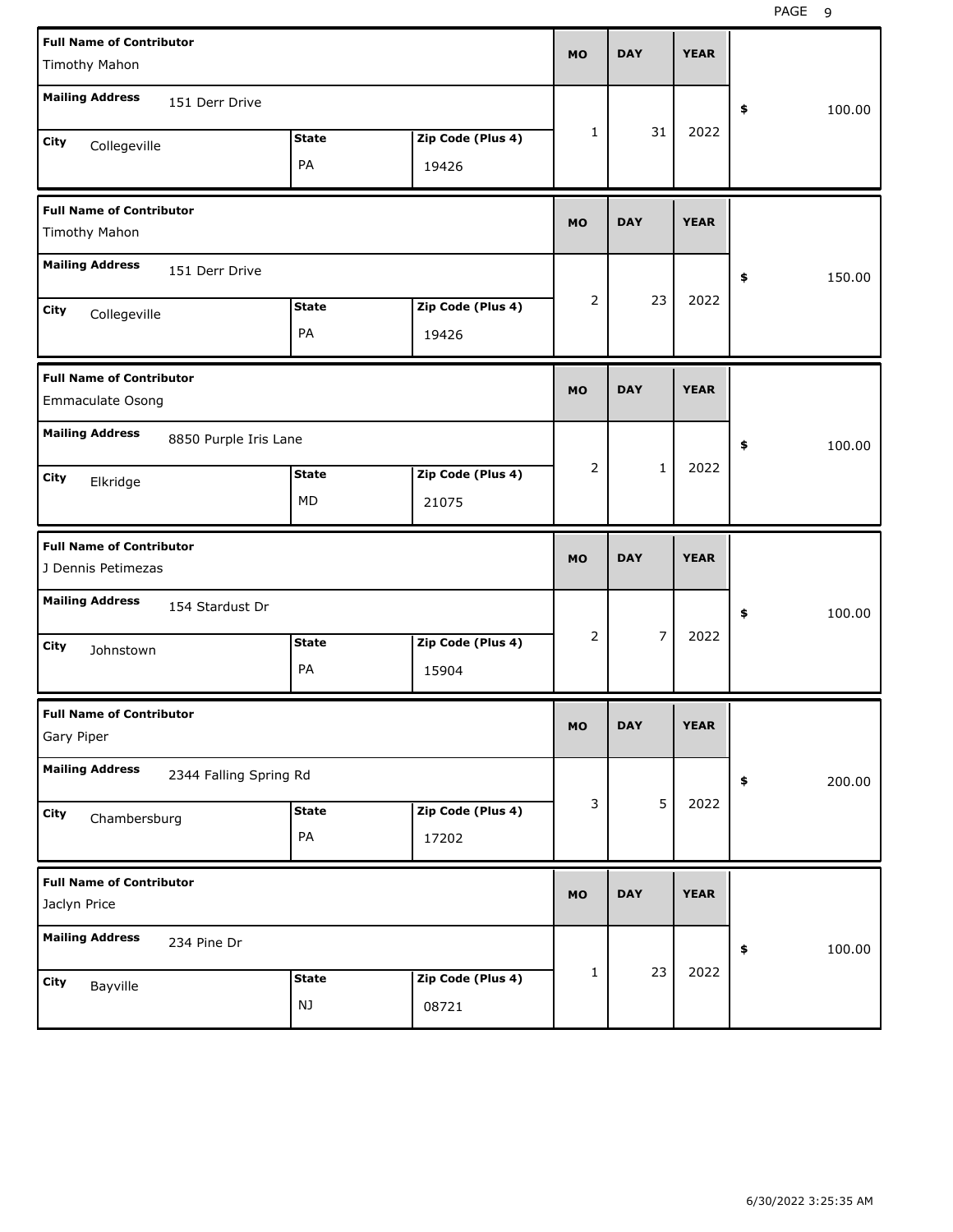| Full Name of Contributor | Mailing Address | City | State | Zip Code (Plus 4) | MO | DAY | YEAR | $ |
|---|---|---|---|---|---|---|---|---|
| Timothy Mahon | 151 Derr Drive | Collegeville | PA | 19426 | 1 | 31 | 2022 | 100.00 |
| Timothy Mahon | 151 Derr Drive | Collegeville | PA | 19426 | 2 | 23 | 2022 | 150.00 |
| Emmaculate Osong | 8850 Purple Iris Lane | Elkridge | MD | 21075 | 2 | 1 | 2022 | 100.00 |
| J Dennis Petimezas | 154 Stardust Dr | Johnstown | PA | 15904 | 2 | 7 | 2022 | 100.00 |
| Gary Piper | 2344 Falling Spring Rd | Chambersburg | PA | 17202 | 3 | 5 | 2022 | 200.00 |
| Jaclyn Price | 234 Pine Dr | Bayville | NJ | 08721 | 1 | 23 | 2022 | 100.00 |

6/30/2022 3:25:35 AM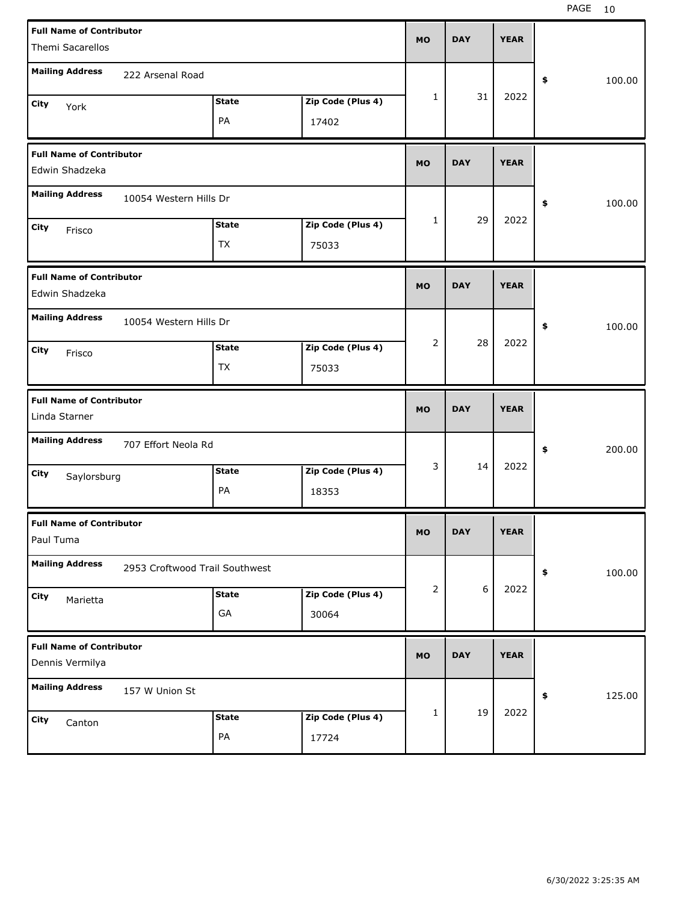| Full Name of Contributor | Mailing Address | City | State | Zip Code (Plus 4) | MO | DAY | YEAR | $ |
|---|---|---|---|---|---|---|---|---|
| Themi Sacarellos | 222 Arsenal Road | York | PA | 17402 | 1 | 31 | 2022 | 100.00 |
| Edwin Shadzeka | 10054 Western Hills Dr | Frisco | TX | 75033 | 1 | 29 | 2022 | 100.00 |
| Edwin Shadzeka | 10054 Western Hills Dr | Frisco | TX | 75033 | 2 | 28 | 2022 | 100.00 |
| Linda Starner | 707 Effort Neola Rd | Saylorsburg | PA | 18353 | 3 | 14 | 2022 | 200.00 |
| Paul Tuma | 2953 Croftwood Trail Southwest | Marietta | GA | 30064 | 2 | 6 | 2022 | 100.00 |
| Dennis Vermilya | 157 W Union St | Canton | PA | 17724 | 1 | 19 | 2022 | 125.00 |

6/30/2022 3:25:35 AM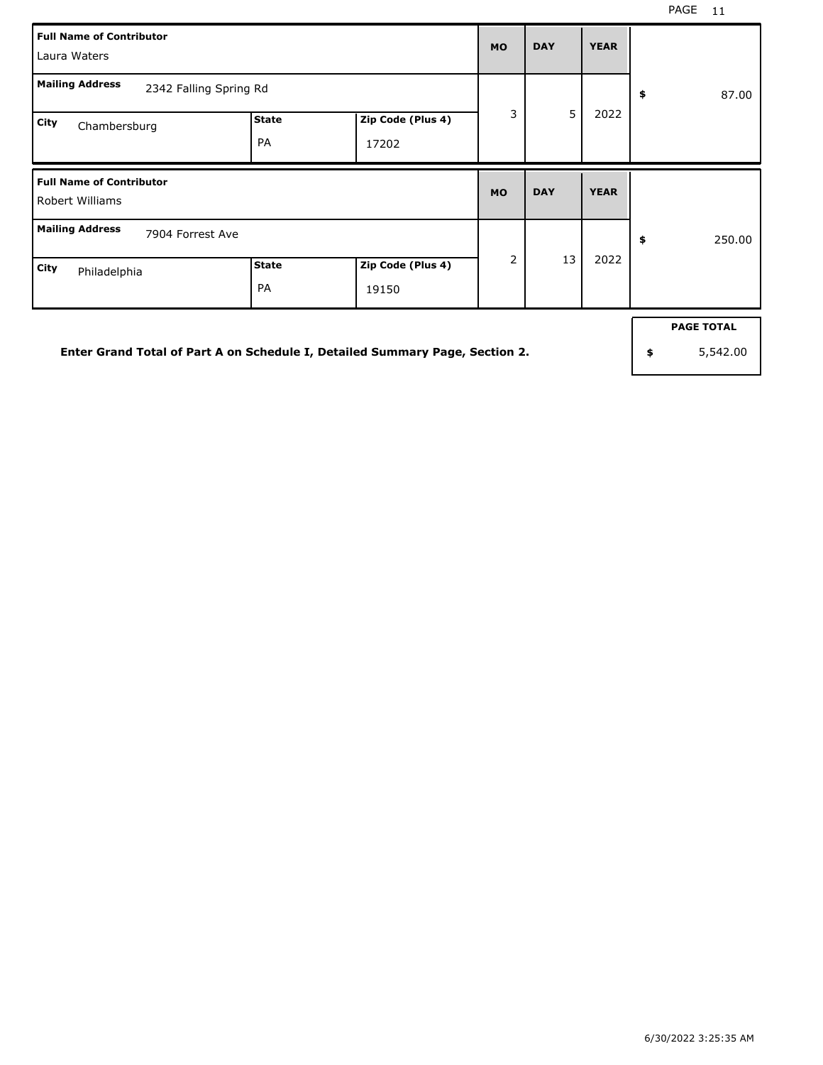| Full Name of Contributor | Mailing Address | City | State | Zip Code (Plus 4) | MO | DAY | YEAR | Amount |
|---|---|---|---|---|---|---|---|---|
| Laura Waters | 2342 Falling Spring Rd | Chambersburg | PA | 17202 | 3 | 5 | 2022 | $ 87.00 |
| Robert Williams | 7904 Forrest Ave | Philadelphia | PA | 19150 | 2 | 13 | 2022 | $ 250.00 |

**Enter Grand Total of Part A on Schedule I, Detailed Summary Page, Section 2.**

| PAGE TOTAL |
|---|
| $ 5,542.00 |

6/30/2022 3:25:35 AM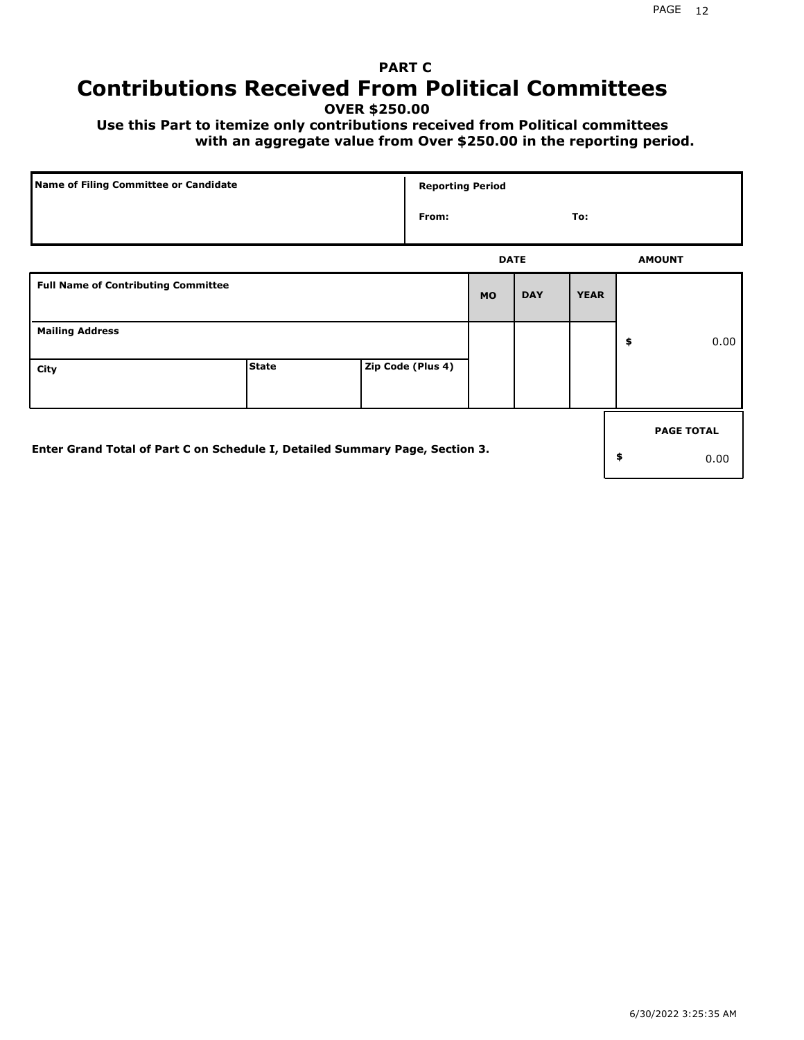# PART C
# Contributions Received From Political Committees

**OVER $250.00**

**Use this Part to itemize only contributions received from Political committees with an aggregate value from Over $250.00 in the reporting period.**

| Name of Filing Committee or Candidate | Reporting Period |
|---|---|
| | From: To: |

| Full Name of Contributing Committee | | | DATE MO | DAY | YEAR | AMOUNT |
|---|---|---|---|---|---|---|
| Mailing Address | | | | | | $ 0.00 |
| City | State | Zip Code (Plus 4) | | | | |

**Enter Grand Total of Part C on Schedule I, Detailed Summary Page, Section 3.**

| PAGE TOTAL |
|---|
| $ 0.00 |

6/30/2022 3:25:35 AM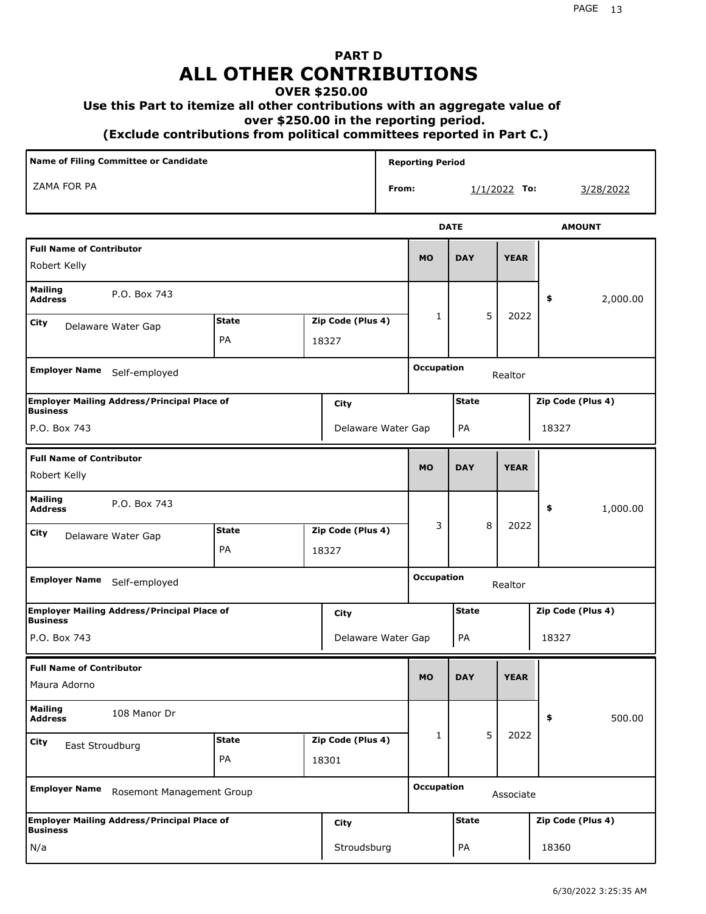# PART D
# ALL OTHER CONTRIBUTIONS

### OVER $250.00

### Use this Part to itemize all other contributions with an aggregate value of over $250.00 in the reporting period.

### (Exclude contributions from political committees reported in Part C.)

| Name of Filing Committee or Candidate | Reporting Period |
|---|---|
| ZAMA FOR PA | From: 1/1/2022 To: 3/28/2022 |

| Full Name of Contributor | Mailing Address | City | State | Zip Code (Plus 4) | MO | DAY | YEAR | AMOUNT | Employer Name | Occupation | Employer Mailing Address/Principal Place of Business | City | State | Zip Code (Plus 4) |
|---|---|---|---|---|---|---|---|---|---|---|---|---|---|---|
| Robert Kelly | P.O. Box 743 | Delaware Water Gap | PA | 18327 | 1 | 5 | 2022 | $ 2,000.00 | Self-employed | Realtor | P.O. Box 743 | Delaware Water Gap | PA | 18327 |
| Robert Kelly | P.O. Box 743 | Delaware Water Gap | PA | 18327 | 3 | 8 | 2022 | $ 1,000.00 | Self-employed | Realtor | P.O. Box 743 | Delaware Water Gap | PA | 18327 |
| Maura Adorno | 108 Manor Dr | East Stroudburg | PA | 18301 | 1 | 5 | 2022 | $ 500.00 | Rosemont Management Group | Associate | N/a | Stroudsburg | PA | 18360 |

6/30/2022 3:25:35 AM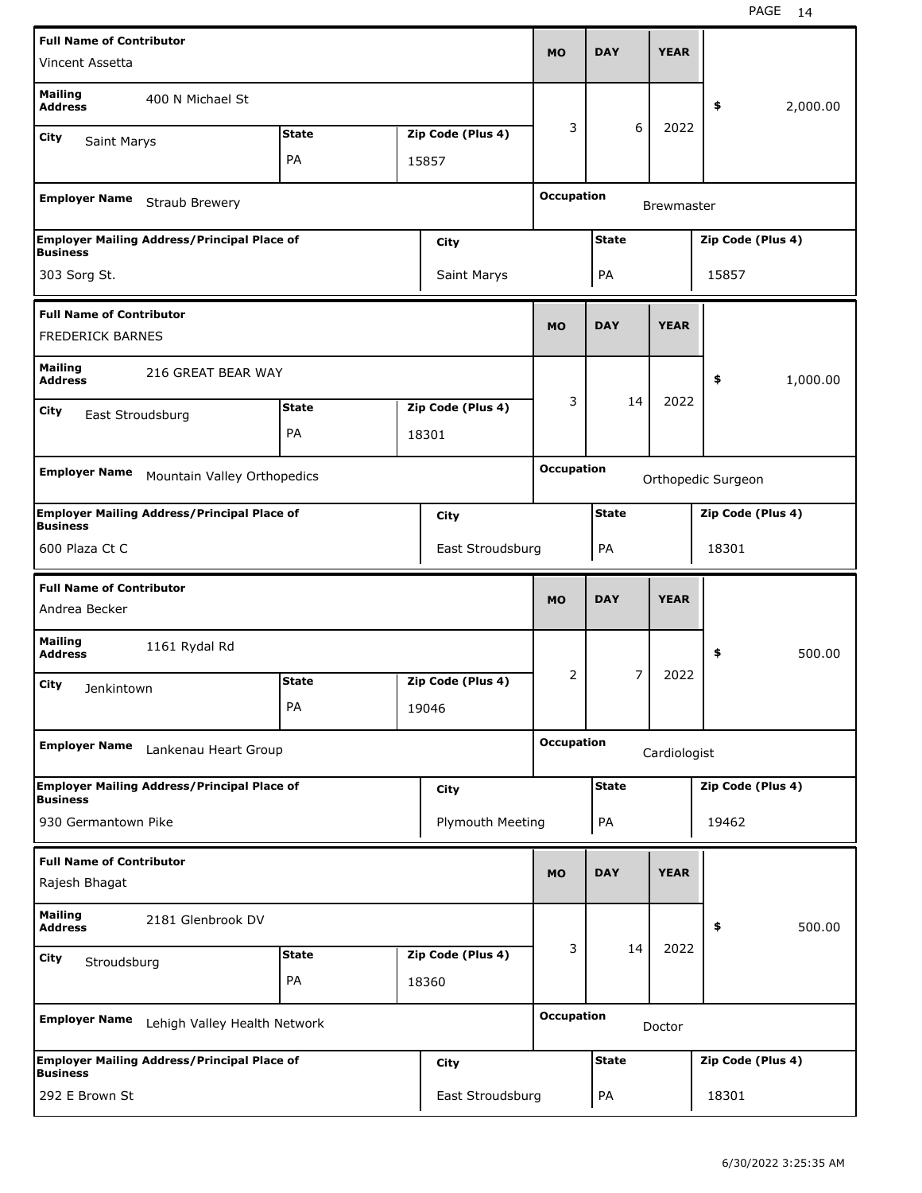| Full Name of Contributor | | | MO | DAY | YEAR | |
|---|---|---|---|---|---|---|
| Vincent Assetta | | | 3 | 6 | 2022 | $ 2,000.00 |
| **Mailing Address** 400 N Michael St | | | | | | |
| **City** Saint Marys | **State** PA | **Zip Code (Plus 4)** 15857 | | | | |
| **Employer Name** Straub Brewery | | | **Occupation** Brewmaster | | | |
| **Employer Mailing Address/Principal Place of Business** 303 Sorg St. | **City** Saint Marys | | **State** PA | | **Zip Code (Plus 4)** 15857 | |

| Full Name of Contributor | | | MO | DAY | YEAR | |
|---|---|---|---|---|---|---|
| FREDERICK BARNES | | | 3 | 14 | 2022 | $ 1,000.00 |
| **Mailing Address** 216 GREAT BEAR WAY | | | | | | |
| **City** East Stroudsburg | **State** PA | **Zip Code (Plus 4)** 18301 | | | | |
| **Employer Name** Mountain Valley Orthopedics | | | **Occupation** Orthopedic Surgeon | | | |
| **Employer Mailing Address/Principal Place of Business** 600 Plaza Ct C | **City** East Stroudsburg | | **State** PA | | **Zip Code (Plus 4)** 18301 | |

| Full Name of Contributor | | | MO | DAY | YEAR | |
|---|---|---|---|---|---|---|
| Andrea Becker | | | 2 | 7 | 2022 | $ 500.00 |
| **Mailing Address** 1161 Rydal Rd | | | | | | |
| **City** Jenkintown | **State** PA | **Zip Code (Plus 4)** 19046 | | | | |
| **Employer Name** Lankenau Heart Group | | | **Occupation** Cardiologist | | | |
| **Employer Mailing Address/Principal Place of Business** 930 Germantown Pike | **City** Plymouth Meeting | | **State** PA | | **Zip Code (Plus 4)** 19462 | |

| Full Name of Contributor | | | MO | DAY | YEAR | |
|---|---|---|---|---|---|---|
| Rajesh Bhagat | | | 3 | 14 | 2022 | $ 500.00 |
| **Mailing Address** 2181 Glenbrook DV | | | | | | |
| **City** Stroudsburg | **State** PA | **Zip Code (Plus 4)** 18360 | | | | |
| **Employer Name** Lehigh Valley Health Network | | | **Occupation** Doctor | | | |
| **Employer Mailing Address/Principal Place of Business** 292 E Brown St | **City** East Stroudsburg | | **State** PA | | **Zip Code (Plus 4)** 18301 | |

6/30/2022 3:25:35 AM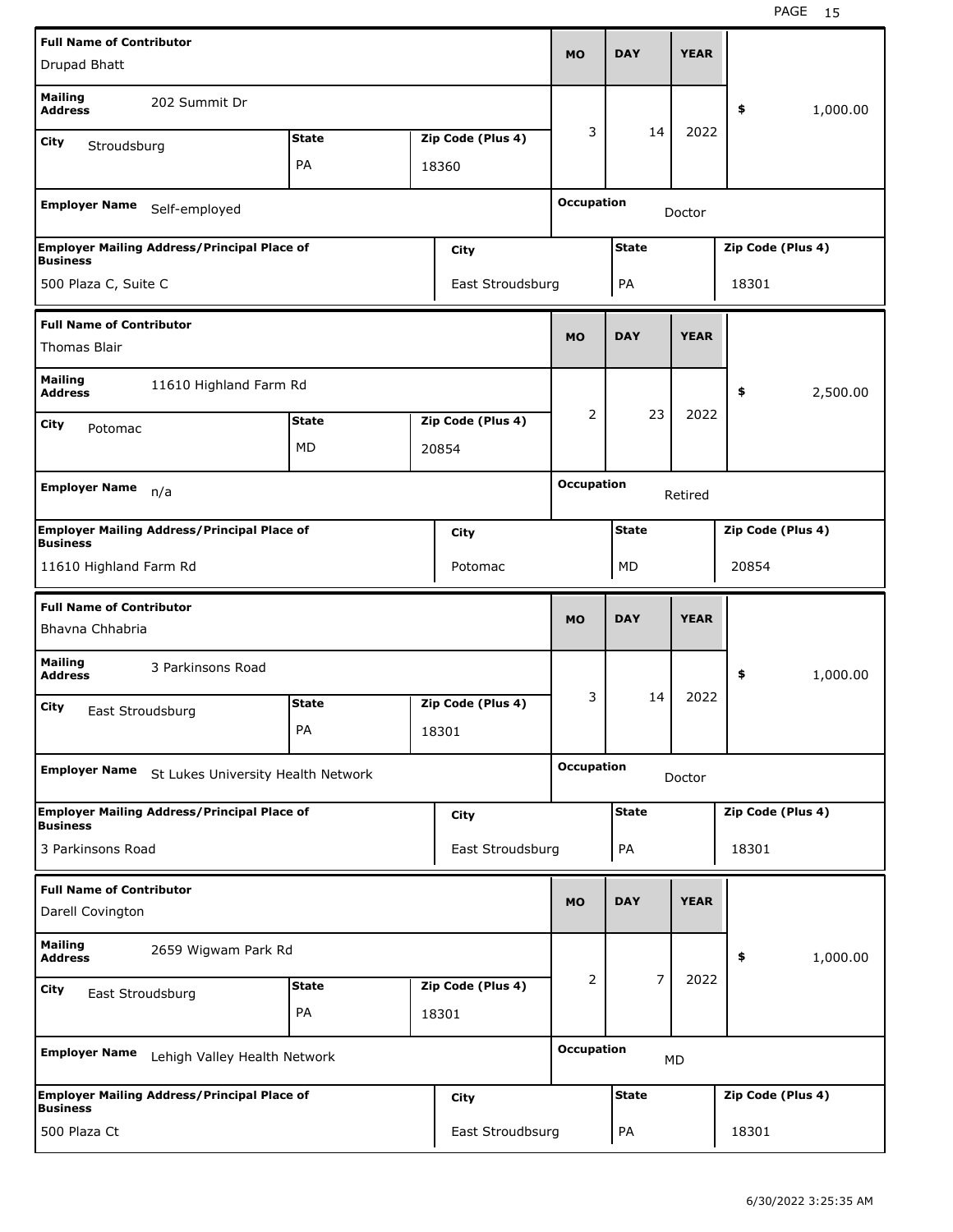| Full Name of Contributor | | | MO | DAY | YEAR | |
|---|---|---|---|---|---|---|
| Drupad Bhatt | | | 3 | 14 | 2022 | $ 1,000.00 |
| **Mailing Address** 202 Summit Dr | | | | | | |
| **City** Stroudsburg | **State** PA | **Zip Code (Plus 4)** 18360 | | | | |
| **Employer Name** Self-employed | | | **Occupation** Doctor | | | |
| **Employer Mailing Address/Principal Place of Business** 500 Plaza C, Suite C | **City** East Stroudsburg | | **State** PA | | **Zip Code (Plus 4)** 18301 | |

| Full Name of Contributor | | | MO | DAY | YEAR | |
|---|---|---|---|---|---|---|
| Thomas Blair | | | 2 | 23 | 2022 | $ 2,500.00 |
| **Mailing Address** 11610 Highland Farm Rd | | | | | | |
| **City** Potomac | **State** MD | **Zip Code (Plus 4)** 20854 | | | | |
| **Employer Name** n/a | | | **Occupation** Retired | | | |
| **Employer Mailing Address/Principal Place of Business** 11610 Highland Farm Rd | **City** Potomac | | **State** MD | | **Zip Code (Plus 4)** 20854 | |

| Full Name of Contributor | | | MO | DAY | YEAR | |
|---|---|---|---|---|---|---|
| Bhavna Chhabria | | | 3 | 14 | 2022 | $ 1,000.00 |
| **Mailing Address** 3 Parkinsons Road | | | | | | |
| **City** East Stroudsburg | **State** PA | **Zip Code (Plus 4)** 18301 | | | | |
| **Employer Name** St Lukes University Health Network | | | **Occupation** Doctor | | | |
| **Employer Mailing Address/Principal Place of Business** 3 Parkinsons Road | **City** East Stroudsburg | | **State** PA | | **Zip Code (Plus 4)** 18301 | |

| Full Name of Contributor | | | MO | DAY | YEAR | |
|---|---|---|---|---|---|---|
| Darell Covington | | | 2 | 7 | 2022 | $ 1,000.00 |
| **Mailing Address** 2659 Wigwam Park Rd | | | | | | |
| **City** East Stroudsburg | **State** PA | **Zip Code (Plus 4)** 18301 | | | | |
| **Employer Name** Lehigh Valley Health Network | | | **Occupation** MD | | | |
| **Employer Mailing Address/Principal Place of Business** 500 Plaza Ct | **City** East Stroudbsurg | | **State** PA | | **Zip Code (Plus 4)** 18301 | |

6/30/2022 3:25:35 AM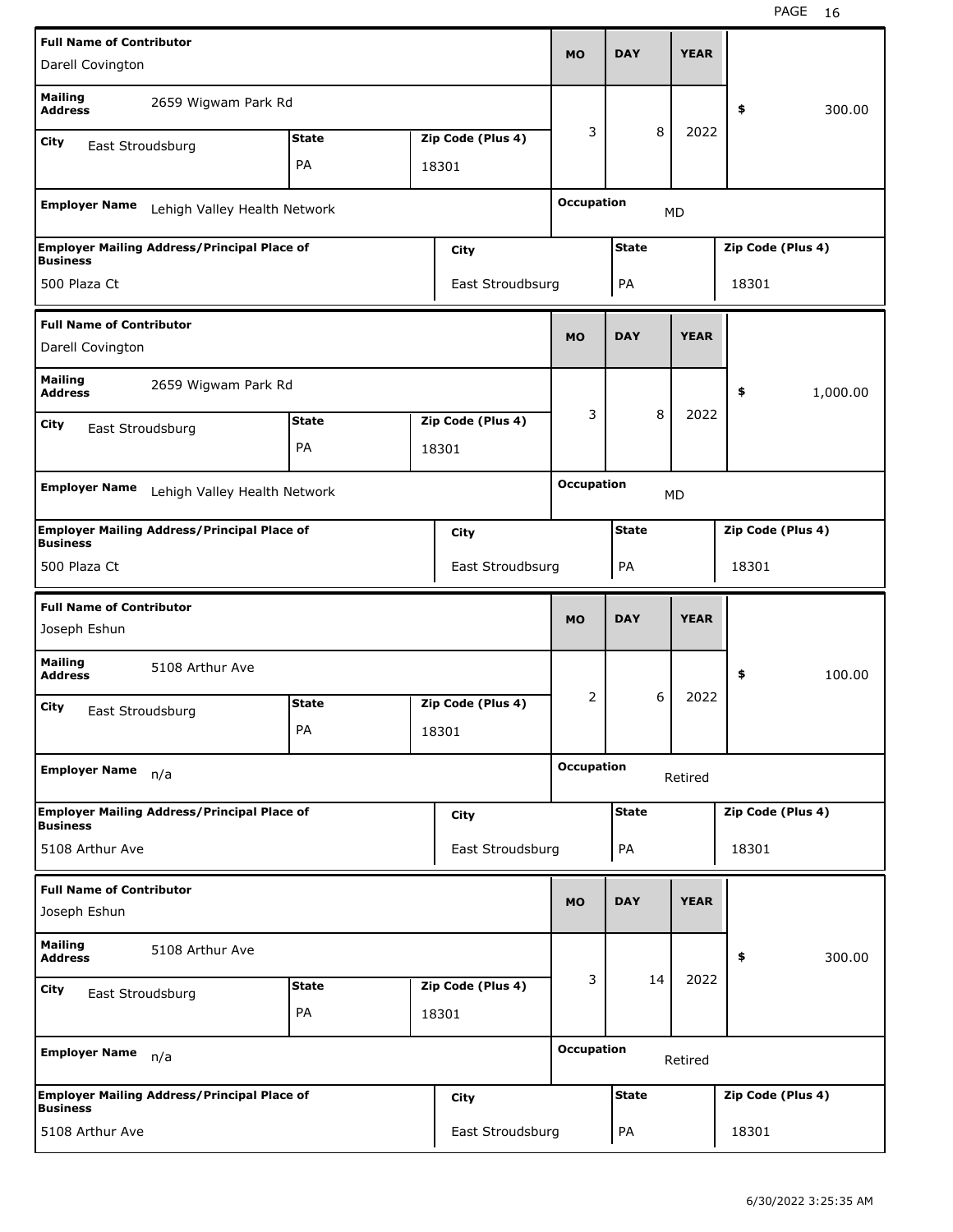| Full Name of Contributor | | | MO | DAY | YEAR | |
|---|---|---|---|---|---|---|
| Darell Covington | | | | | | |
| Mailing Address: 2659 Wigwam Park Rd | | | 3 | 8 | 2022 | $ 300.00 |
| City: East Stroudsburg | State: PA | Zip Code (Plus 4): 18301 | | | | |
| Employer Name: Lehigh Valley Health Network | | | Occupation: MD | | | |
| Employer Mailing Address/Principal Place of Business: 500 Plaza Ct | City: East Stroudbsurg | | State: PA | | Zip Code (Plus 4): 18301 | |

| Full Name of Contributor | | | MO | DAY | YEAR | |
|---|---|---|---|---|---|---|
| Darell Covington | | | | | | |
| Mailing Address: 2659 Wigwam Park Rd | | | 3 | 8 | 2022 | $ 1,000.00 |
| City: East Stroudsburg | State: PA | Zip Code (Plus 4): 18301 | | | | |
| Employer Name: Lehigh Valley Health Network | | | Occupation: MD | | | |
| Employer Mailing Address/Principal Place of Business: 500 Plaza Ct | City: East Stroudbsurg | | State: PA | | Zip Code (Plus 4): 18301 | |

| Full Name of Contributor | | | MO | DAY | YEAR | |
|---|---|---|---|---|---|---|
| Joseph Eshun | | | | | | |
| Mailing Address: 5108 Arthur Ave | | | 2 | 6 | 2022 | $ 100.00 |
| City: East Stroudsburg | State: PA | Zip Code (Plus 4): 18301 | | | | |
| Employer Name: n/a | | | Occupation: Retired | | | |
| Employer Mailing Address/Principal Place of Business: 5108 Arthur Ave | City: East Stroudsburg | | State: PA | | Zip Code (Plus 4): 18301 | |

| Full Name of Contributor | | | MO | DAY | YEAR | |
|---|---|---|---|---|---|---|
| Joseph Eshun | | | | | | |
| Mailing Address: 5108 Arthur Ave | | | 3 | 14 | 2022 | $ 300.00 |
| City: East Stroudsburg | State: PA | Zip Code (Plus 4): 18301 | | | | |
| Employer Name: n/a | | | Occupation: Retired | | | |
| Employer Mailing Address/Principal Place of Business: 5108 Arthur Ave | City: East Stroudsburg | | State: PA | | Zip Code (Plus 4): 18301 | |

6/30/2022 3:25:35 AM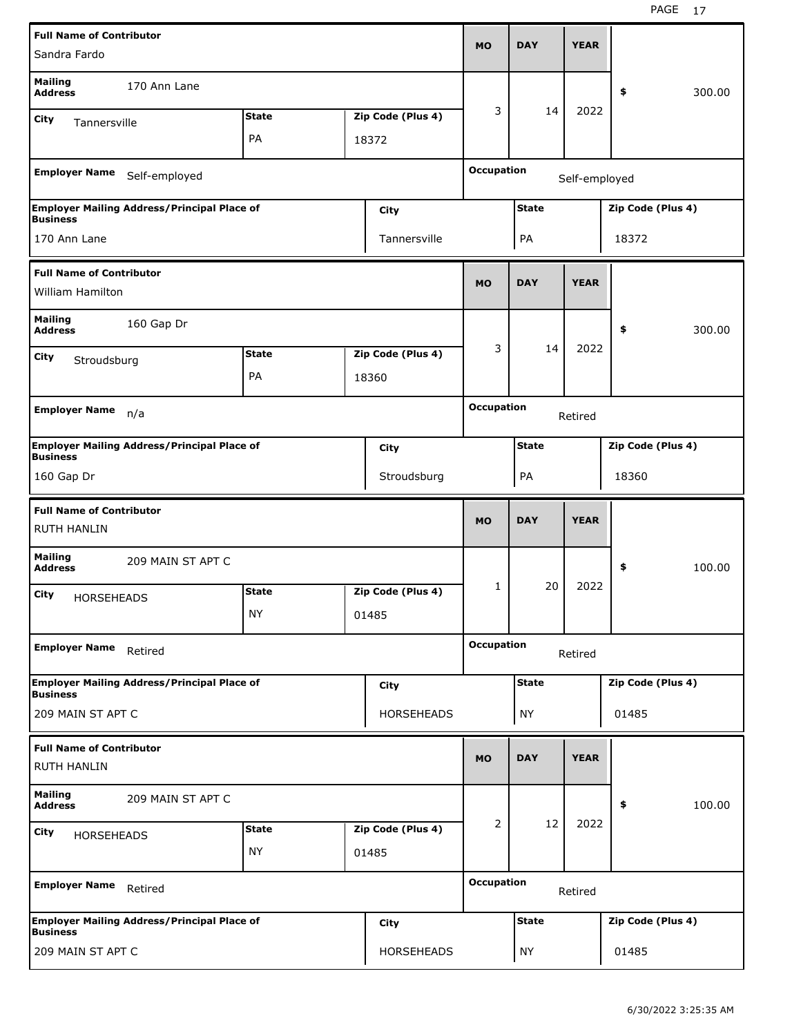| Full Name of Contributor | Mailing Address | City | State | Zip Code (Plus 4) | MO | DAY | YEAR | $ | Employer Name | Occupation | Employer Mailing Address/Principal Place of Business | City | State | Zip Code (Plus 4) |
|---|---|---|---|---|---|---|---|---|---|---|---|---|---|---|
| Sandra Fardo | 170 Ann Lane | Tannersville | PA | 18372 | 3 | 14 | 2022 | 300.00 | Self-employed | Self-employed | 170 Ann Lane | Tannersville | PA | 18372 |
| William Hamilton | 160 Gap Dr | Stroudsburg | PA | 18360 | 3 | 14 | 2022 | 300.00 | n/a | Retired | 160 Gap Dr | Stroudsburg | PA | 18360 |
| RUTH HANLIN | 209 MAIN ST APT C | HORSEHEADS | NY | 01485 | 1 | 20 | 2022 | 100.00 | Retired | Retired | 209 MAIN ST APT C | HORSEHEADS | NY | 01485 |
| RUTH HANLIN | 209 MAIN ST APT C | HORSEHEADS | NY | 01485 | 2 | 12 | 2022 | 100.00 | Retired | Retired | 209 MAIN ST APT C | HORSEHEADS | NY | 01485 |

6/30/2022 3:25:35 AM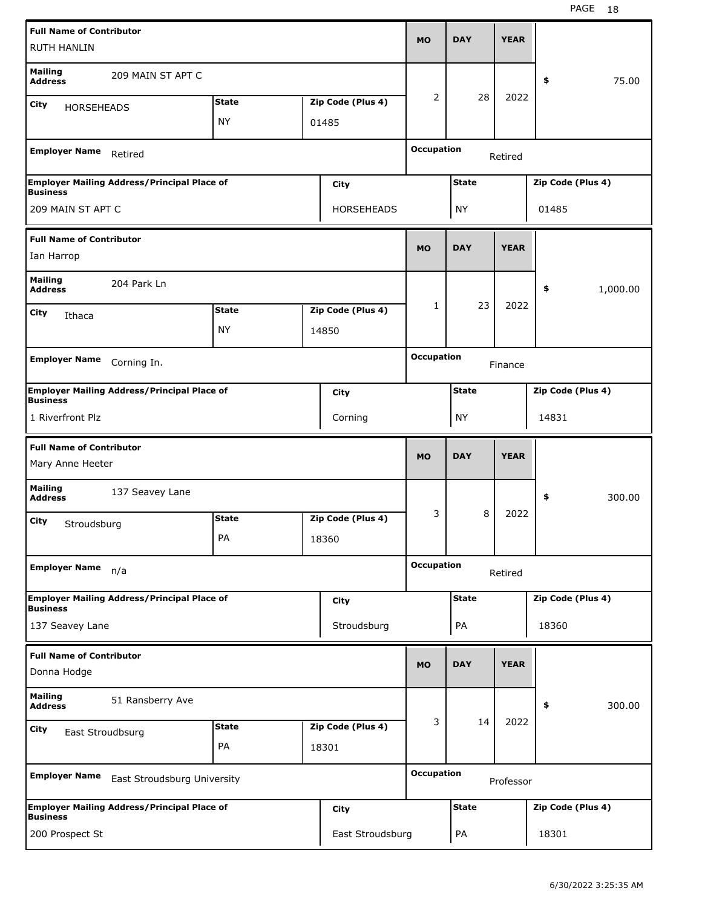| Full Name of Contributor | | | MO | DAY | YEAR | |
|---|---|---|---|---|---|---|
| RUTH HANLIN | | | | | | |
| Mailing Address: 209 MAIN ST APT C | | | 2 | 28 | 2022 | $ 75.00 |
| City: HORSEHEADS | State: NY | Zip Code (Plus 4): 01485 | | | | |
| Employer Name: Retired | | | Occupation: Retired | | | |
| Employer Mailing Address/Principal Place of Business: 209 MAIN ST APT C | City: HORSEHEADS | | State: NY | | Zip Code (Plus 4): 01485 | |

| Full Name of Contributor | | | MO | DAY | YEAR | |
|---|---|---|---|---|---|---|
| Ian Harrop | | | | | | |
| Mailing Address: 204 Park Ln | | | 1 | 23 | 2022 | $ 1,000.00 |
| City: Ithaca | State: NY | Zip Code (Plus 4): 14850 | | | | |
| Employer Name: Corning In. | | | Occupation: Finance | | | |
| Employer Mailing Address/Principal Place of Business: 1 Riverfront Plz | City: Corning | | State: NY | | Zip Code (Plus 4): 14831 | |

| Full Name of Contributor | | | MO | DAY | YEAR | |
|---|---|---|---|---|---|---|
| Mary Anne Heeter | | | | | | |
| Mailing Address: 137 Seavey Lane | | | 3 | 8 | 2022 | $ 300.00 |
| City: Stroudsburg | State: PA | Zip Code (Plus 4): 18360 | | | | |
| Employer Name: n/a | | | Occupation: Retired | | | |
| Employer Mailing Address/Principal Place of Business: 137 Seavey Lane | City: Stroudsburg | | State: PA | | Zip Code (Plus 4): 18360 | |

| Full Name of Contributor | | | MO | DAY | YEAR | |
|---|---|---|---|---|---|---|
| Donna Hodge | | | | | | |
| Mailing Address: 51 Ransberry Ave | | | 3 | 14 | 2022 | $ 300.00 |
| City: East Stroudbsurg | State: PA | Zip Code (Plus 4): 18301 | | | | |
| Employer Name: East Stroudsburg University | | | Occupation: Professor | | | |
| Employer Mailing Address/Principal Place of Business: 200 Prospect St | City: East Stroudsburg | | State: PA | | Zip Code (Plus 4): 18301 | |

6/30/2022 3:25:35 AM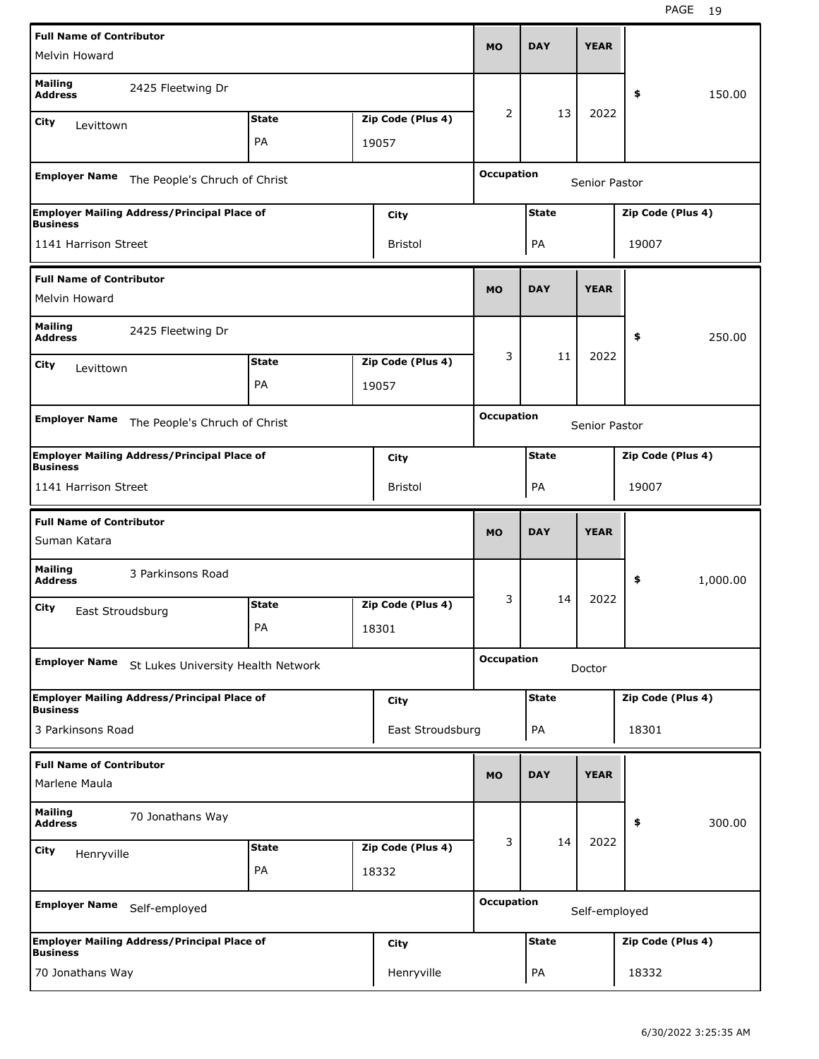| Full Name of Contributor | | | MO | DAY | YEAR | |
|---|---|---|---|---|---|---|
| Melvin Howard | | | 2 | 13 | 2022 | $ 150.00 |
| Mailing Address: 2425 Fleetwing Dr | | | | | | |
| City: Levittown | State: PA | Zip Code (Plus 4): 19057 | | | | |
| Employer Name: The People's Chruch of Christ | | | Occupation: Senior Pastor | | | |
| Employer Mailing Address/Principal Place of Business: 1141 Harrison Street | | City: Bristol | State: PA | | Zip Code (Plus 4): 19007 | |

| Full Name of Contributor | | | MO | DAY | YEAR | |
|---|---|---|---|---|---|---|
| Melvin Howard | | | 3 | 11 | 2022 | $ 250.00 |
| Mailing Address: 2425 Fleetwing Dr | | | | | | |
| City: Levittown | State: PA | Zip Code (Plus 4): 19057 | | | | |
| Employer Name: The People's Chruch of Christ | | | Occupation: Senior Pastor | | | |
| Employer Mailing Address/Principal Place of Business: 1141 Harrison Street | | City: Bristol | State: PA | | Zip Code (Plus 4): 19007 | |

| Full Name of Contributor | | | MO | DAY | YEAR | |
|---|---|---|---|---|---|---|
| Suman Katara | | | 3 | 14 | 2022 | $ 1,000.00 |
| Mailing Address: 3 Parkinsons Road | | | | | | |
| City: East Stroudsburg | State: PA | Zip Code (Plus 4): 18301 | | | | |
| Employer Name: St Lukes University Health Network | | | Occupation: Doctor | | | |
| Employer Mailing Address/Principal Place of Business: 3 Parkinsons Road | | City: East Stroudsburg | State: PA | | Zip Code (Plus 4): 18301 | |

| Full Name of Contributor | | | MO | DAY | YEAR | |
|---|---|---|---|---|---|---|
| Marlene Maula | | | 3 | 14 | 2022 | $ 300.00 |
| Mailing Address: 70 Jonathans Way | | | | | | |
| City: Henryville | State: PA | Zip Code (Plus 4): 18332 | | | | |
| Employer Name: Self-employed | | | Occupation: Self-employed | | | |
| Employer Mailing Address/Principal Place of Business: 70 Jonathans Way | | City: Henryville | State: PA | | Zip Code (Plus 4): 18332 | |

6/30/2022 3:25:35 AM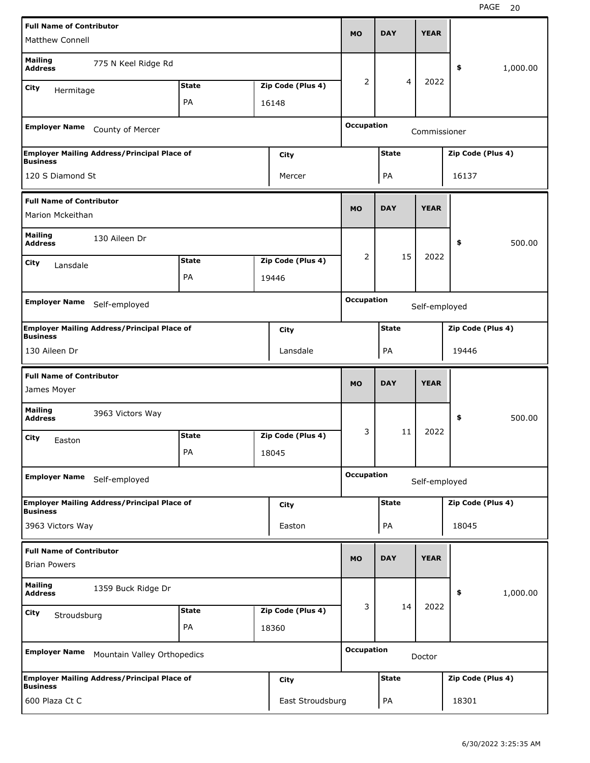| Full Name of Contributor | | | MO | DAY | YEAR | |
|---|---|---|---|---|---|---|
| Matthew Connell | | | | | | |
| Mailing Address: 775 N Keel Ridge Rd | | | 2 | 4 | 2022 | $ 1,000.00 |
| City: Hermitage | State: PA | Zip Code (Plus 4): 16148 | | | | |
| Employer Name: County of Mercer | | | Occupation: Commissioner | | | |
| Employer Mailing Address/Principal Place of Business: 120 S Diamond St | | City: Mercer | State: PA | | Zip Code (Plus 4): 16137 | |

| Full Name of Contributor | | | MO | DAY | YEAR | |
|---|---|---|---|---|---|---|
| Marion Mckeithan | | | | | | |
| Mailing Address: 130 Aileen Dr | | | 2 | 15 | 2022 | $ 500.00 |
| City: Lansdale | State: PA | Zip Code (Plus 4): 19446 | | | | |
| Employer Name: Self-employed | | | Occupation: Self-employed | | | |
| Employer Mailing Address/Principal Place of Business: 130 Aileen Dr | | City: Lansdale | State: PA | | Zip Code (Plus 4): 19446 | |

| Full Name of Contributor | | | MO | DAY | YEAR | |
|---|---|---|---|---|---|---|
| James Moyer | | | | | | |
| Mailing Address: 3963 Victors Way | | | 3 | 11 | 2022 | $ 500.00 |
| City: Easton | State: PA | Zip Code (Plus 4): 18045 | | | | |
| Employer Name: Self-employed | | | Occupation: Self-employed | | | |
| Employer Mailing Address/Principal Place of Business: 3963 Victors Way | | City: Easton | State: PA | | Zip Code (Plus 4): 18045 | |

| Full Name of Contributor | | | MO | DAY | YEAR | |
|---|---|---|---|---|---|---|
| Brian Powers | | | | | | |
| Mailing Address: 1359 Buck Ridge Dr | | | 3 | 14 | 2022 | $ 1,000.00 |
| City: Stroudsburg | State: PA | Zip Code (Plus 4): 18360 | | | | |
| Employer Name: Mountain Valley Orthopedics | | | Occupation: Doctor | | | |
| Employer Mailing Address/Principal Place of Business: 600 Plaza Ct C | | City: East Stroudsburg | State: PA | | Zip Code (Plus 4): 18301 | |

6/30/2022 3:25:35 AM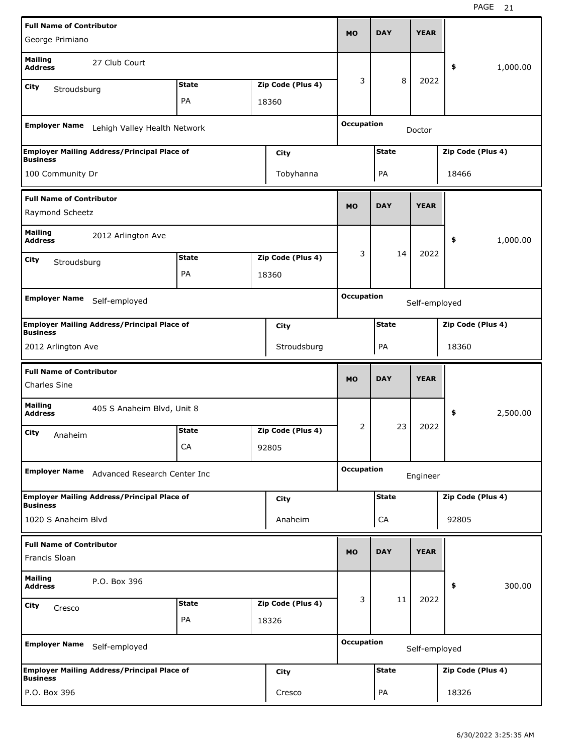| Full Name of Contributor | | | | MO | DAY | YEAR | |
|---|---|---|---|---|---|---|---|
| George Primiano | | | | | | | |
| Mailing Address | 27 Club Court | | | 3 | 8 | 2022 | $ 1,000.00 |
| City | Stroudsburg | State: PA | Zip Code (Plus 4): 18360 | | | | |
| Employer Name | Lehigh Valley Health Network | | | Occupation | Doctor | | |
| Employer Mailing Address/Principal Place of Business | 100 Community Dr | City: Tobyhanna | | State: PA | | Zip Code (Plus 4): 18466 | |

| Full Name of Contributor | | | | MO | DAY | YEAR | |
|---|---|---|---|---|---|---|---|
| Raymond Scheetz | | | | | | | |
| Mailing Address | 2012 Arlington Ave | | | 3 | 14 | 2022 | $ 1,000.00 |
| City | Stroudsburg | State: PA | Zip Code (Plus 4): 18360 | | | | |
| Employer Name | Self-employed | | | Occupation | Self-employed | | |
| Employer Mailing Address/Principal Place of Business | 2012 Arlington Ave | City: Stroudsburg | | State: PA | | Zip Code (Plus 4): 18360 | |

| Full Name of Contributor | | | | MO | DAY | YEAR | |
|---|---|---|---|---|---|---|---|
| Charles Sine | | | | | | | |
| Mailing Address | 405 S Anaheim Blvd, Unit 8 | | | 2 | 23 | 2022 | $ 2,500.00 |
| City | Anaheim | State: CA | Zip Code (Plus 4): 92805 | | | | |
| Employer Name | Advanced Research Center Inc | | | Occupation | Engineer | | |
| Employer Mailing Address/Principal Place of Business | 1020 S Anaheim Blvd | City: Anaheim | | State: CA | | Zip Code (Plus 4): 92805 | |

| Full Name of Contributor | | | | MO | DAY | YEAR | |
|---|---|---|---|---|---|---|---|
| Francis Sloan | | | | | | | |
| Mailing Address | P.O. Box 396 | | | 3 | 11 | 2022 | $ 300.00 |
| City | Cresco | State: PA | Zip Code (Plus 4): 18326 | | | | |
| Employer Name | Self-employed | | | Occupation | Self-employed | | |
| Employer Mailing Address/Principal Place of Business | P.O. Box 396 | City: Cresco | | State: PA | | Zip Code (Plus 4): 18326 | |

6/30/2022 3:25:35 AM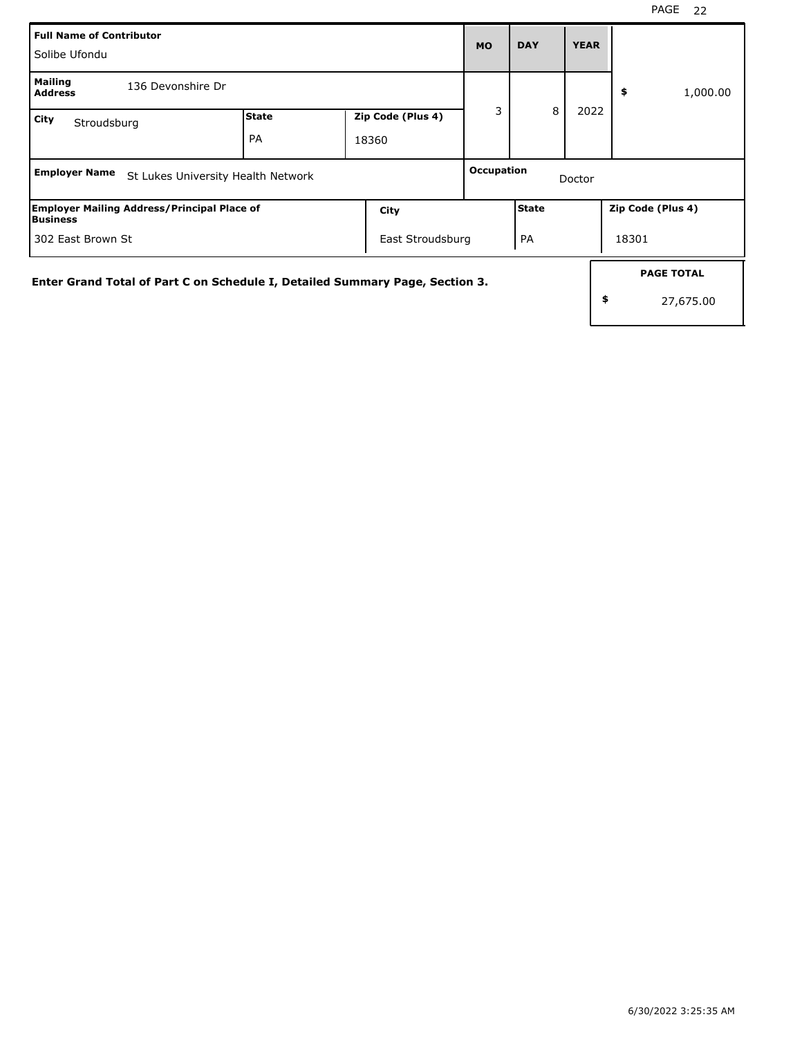| Full Name of Contributor | | | MO | DAY | YEAR | |
|---|---|---|---|---|---|---|
| Solibe Ufondu | | | 3 | 8 | 2022 | $ 1,000.00 |
| **Mailing Address** 136 Devonshire Dr | | | | | | |
| **City** Stroudsburg | **State** PA | **Zip Code (Plus 4)** 18360 | | | | |
| **Employer Name** St Lukes University Health Network | | | **Occupation** Doctor | | | |

| Employer Mailing Address/Principal Place of Business | City | State | Zip Code (Plus 4) |
|---|---|---|---|
| 302 East Brown St | East Stroudsburg | PA | 18301 |

**Enter Grand Total of Part C on Schedule I, Detailed Summary Page, Section 3.**

| PAGE TOTAL |
|---|
| $ 27,675.00 |

6/30/2022 3:25:35 AM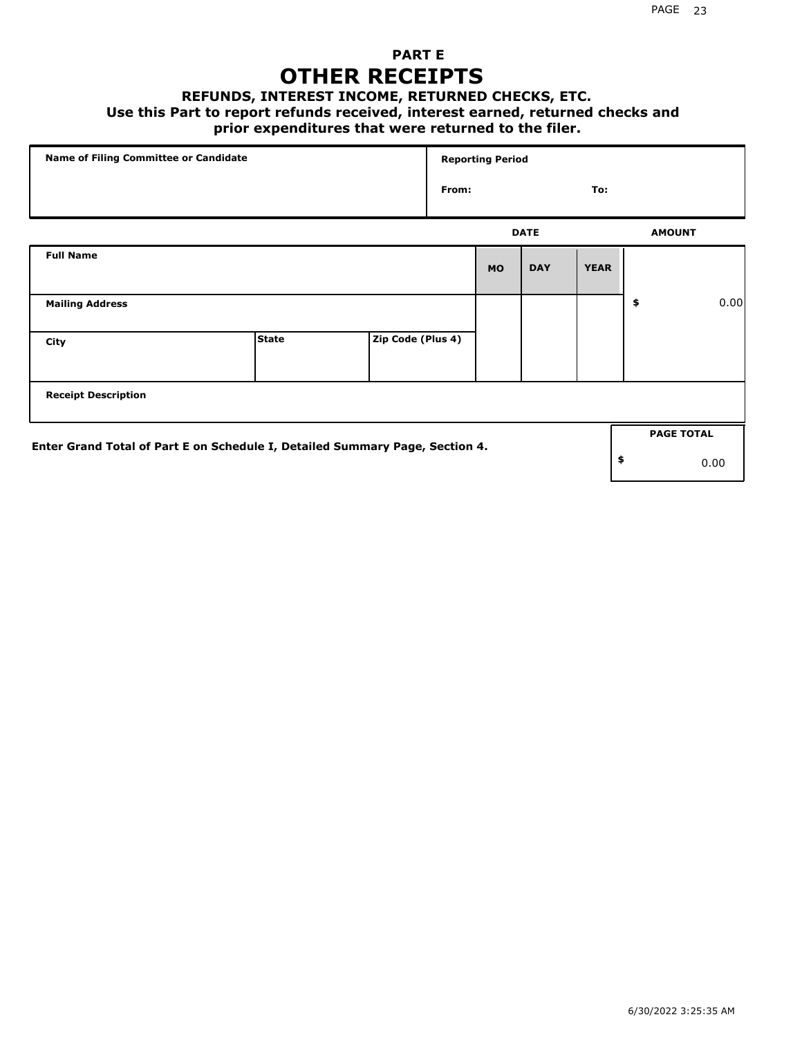## PART E
# OTHER RECEIPTS
### REFUNDS, INTEREST INCOME, RETURNED CHECKS, ETC.
**Use this Part to report refunds received, interest earned, returned checks and prior expenditures that were returned to the filer.**

| Name of Filing Committee or Candidate | Reporting Period |
|---|---|
| | From: To: |

| Full Name | | | DATE MO | DAY | YEAR | AMOUNT |
|---|---|---|---|---|---|---|
| Mailing Address | | | | | | $ 0.00 |
| City | State | Zip Code (Plus 4) | | | | |
| Receipt Description | | | | | | |

**Enter Grand Total of Part E on Schedule I, Detailed Summary Page, Section 4.**

| PAGE TOTAL |
|---|
| $ 0.00 |

6/30/2022 3:25:35 AM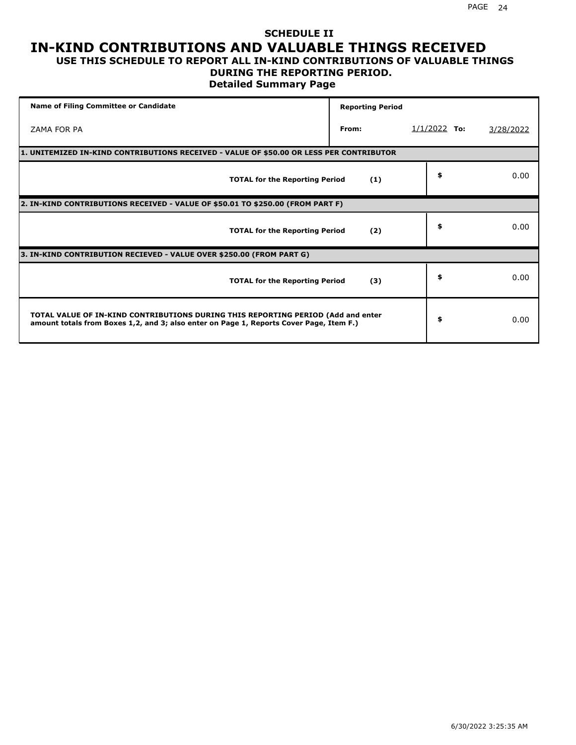## SCHEDULE II

# IN-KIND CONTRIBUTIONS AND VALUABLE THINGS RECEIVED

### USE THIS SCHEDULE TO REPORT ALL IN-KIND CONTRIBUTIONS OF VALUABLE THINGS DURING THE REPORTING PERIOD.

### Detailed Summary Page

| Name of Filing Committee or Candidate | Reporting Period | | | |
|---|---|---|---|---|
| ZAMA FOR PA | From: | 1/1/2022 | To: | 3/28/2022 |

**1. UNITEMIZED IN-KIND CONTRIBUTIONS RECEIVED - VALUE OF $50.00 OR LESS PER CONTRIBUTOR**

| | | |
|---|---|---|
| **TOTAL for the Reporting Period** | **(1)** | $ 0.00 |

**2. IN-KIND CONTRIBUTIONS RECEIVED - VALUE OF $50.01 TO $250.00 (FROM PART F)**

| | | |
|---|---|---|
| **TOTAL for the Reporting Period** | **(2)** | $ 0.00 |

**3. IN-KIND CONTRIBUTION RECIEVED - VALUE OVER $250.00 (FROM PART G)**

| | | |
|---|---|---|
| **TOTAL for the Reporting Period** | **(3)** | $ 0.00 |

| | |
|---|---|
| **TOTAL VALUE OF IN-KIND CONTRIBUTIONS DURING THIS REPORTING PERIOD (Add and enter amount totals from Boxes 1,2, and 3; also enter on Page 1, Reports Cover Page, Item F.)** | $ 0.00 |

6/30/2022 3:25:35 AM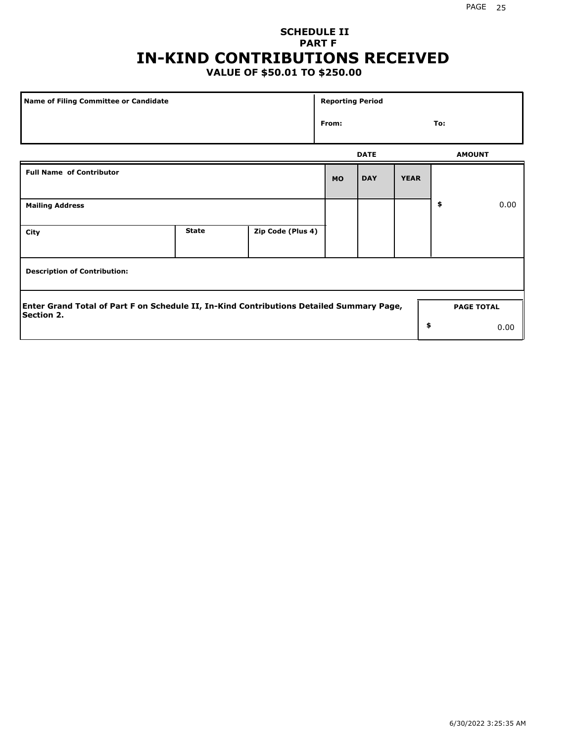# SCHEDULE II
## PART F
# IN-KIND CONTRIBUTIONS RECEIVED
### VALUE OF $50.01 TO $250.00

| Name of Filing Committee or Candidate | Reporting Period |
|---|---|
| | From: To: |

| Full Name of Contributor | | | DATE MO | DATE DAY | DATE YEAR | AMOUNT |
|---|---|---|---|---|---|---|
| Mailing Address | | | | | | $ 0.00 |
| City | State | Zip Code (Plus 4) | | | | |
| Description of Contribution: | | | | | | |

Enter Grand Total of Part F on Schedule II, In-Kind Contributions Detailed Summary Page, Section 2.

| PAGE TOTAL |
|---|
| $ 0.00 |

6/30/2022 3:25:35 AM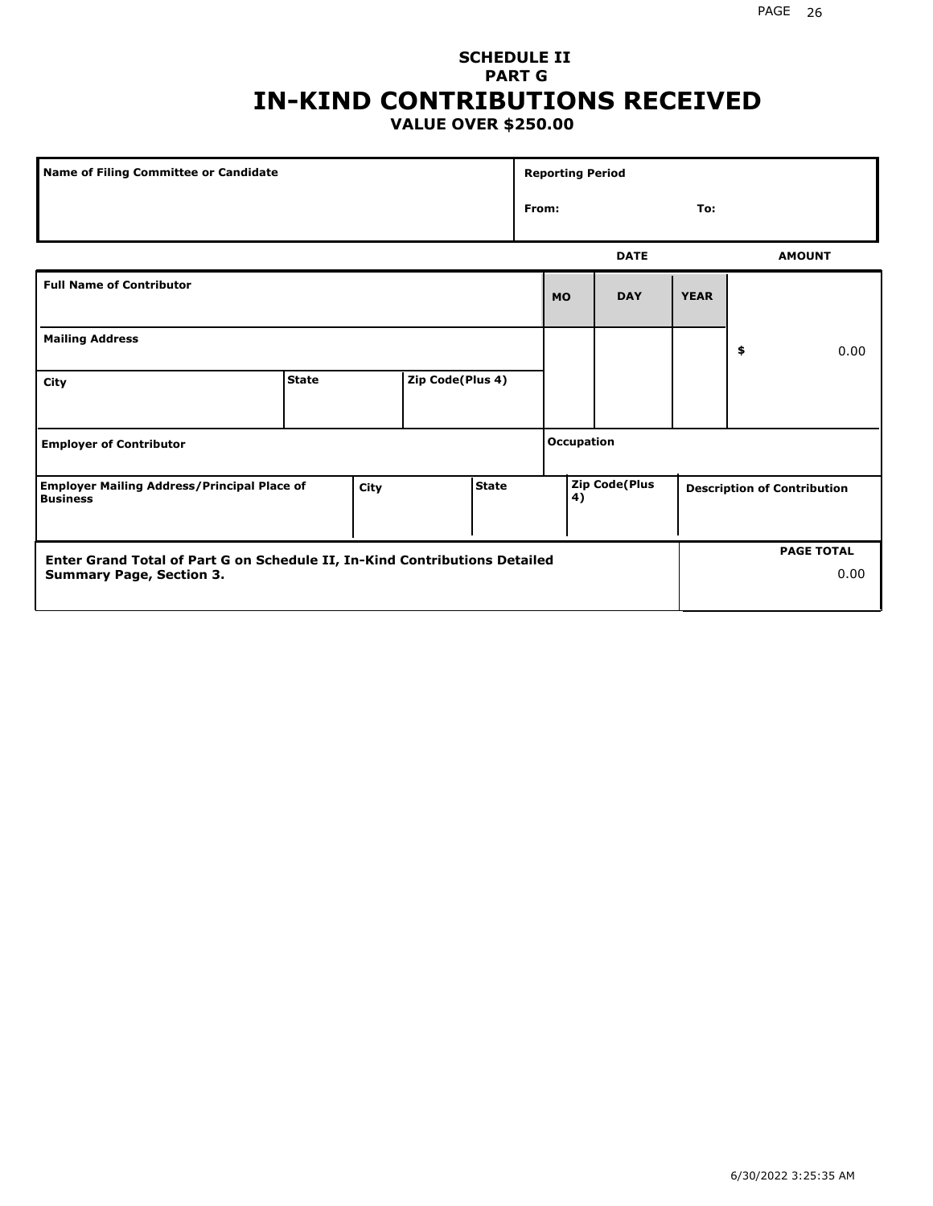**SCHEDULE II**
**PART G**

# IN-KIND CONTRIBUTIONS RECEIVED

**VALUE OVER $250.00**

| Name of Filing Committee or Candidate | Reporting Period |
|---|---|
| | From: To: |

| | | | DATE | | | AMOUNT |
|---|---|---|---|---|---|---|
| **Full Name of Contributor** | | | **MO** | **DAY** | **YEAR** | |
| **Mailing Address** | | | | | | $ 0.00 |
| **City** | **State** | **Zip Code(Plus 4)** | | | | |
| **Employer of Contributor** | | | **Occupation** | | | |

| Employer Mailing Address/Principal Place of Business | City | State | Zip Code(Plus 4) | Description of Contribution |
|---|---|---|---|---|
| | | | | |

| Enter Grand Total of Part G on Schedule II, In-Kind Contributions Detailed Summary Page, Section 3. | PAGE TOTAL |
|---|---|
| | 0.00 |

6/30/2022 3:25:35 AM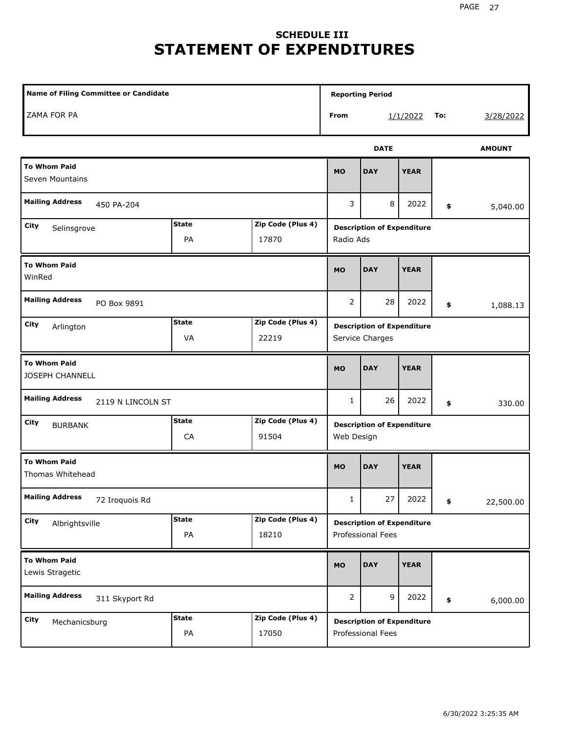# SCHEDULE III
# STATEMENT OF EXPENDITURES

| Name of Filing Committee or Candidate | Reporting Period From | To |
|---|---|---|
| ZAMA FOR PA | 1/1/2022 | 3/28/2022 |

| To Whom Paid | Mailing Address | City | State | Zip Code (Plus 4) | MO | DAY | YEAR | AMOUNT | Description of Expenditure |
|---|---|---|---|---|---|---|---|---|---|
| Seven Mountains | 450 PA-204 | Selinsgrove | PA | 17870 | 3 | 8 | 2022 | $ 5,040.00 | Radio Ads |
| WinRed | PO Box 9891 | Arlington | VA | 22219 | 2 | 28 | 2022 | $ 1,088.13 | Service Charges |
| JOSEPH CHANNELL | 2119 N LINCOLN ST | BURBANK | CA | 91504 | 1 | 26 | 2022 | $ 330.00 | Web Design |
| Thomas Whitehead | 72 Iroquois Rd | Albrightsville | PA | 18210 | 1 | 27 | 2022 | $ 22,500.00 | Professional Fees |
| Lewis Stragetic | 311 Skyport Rd | Mechanicsburg | PA | 17050 | 2 | 9 | 2022 | $ 6,000.00 | Professional Fees |

6/30/2022 3:25:35 AM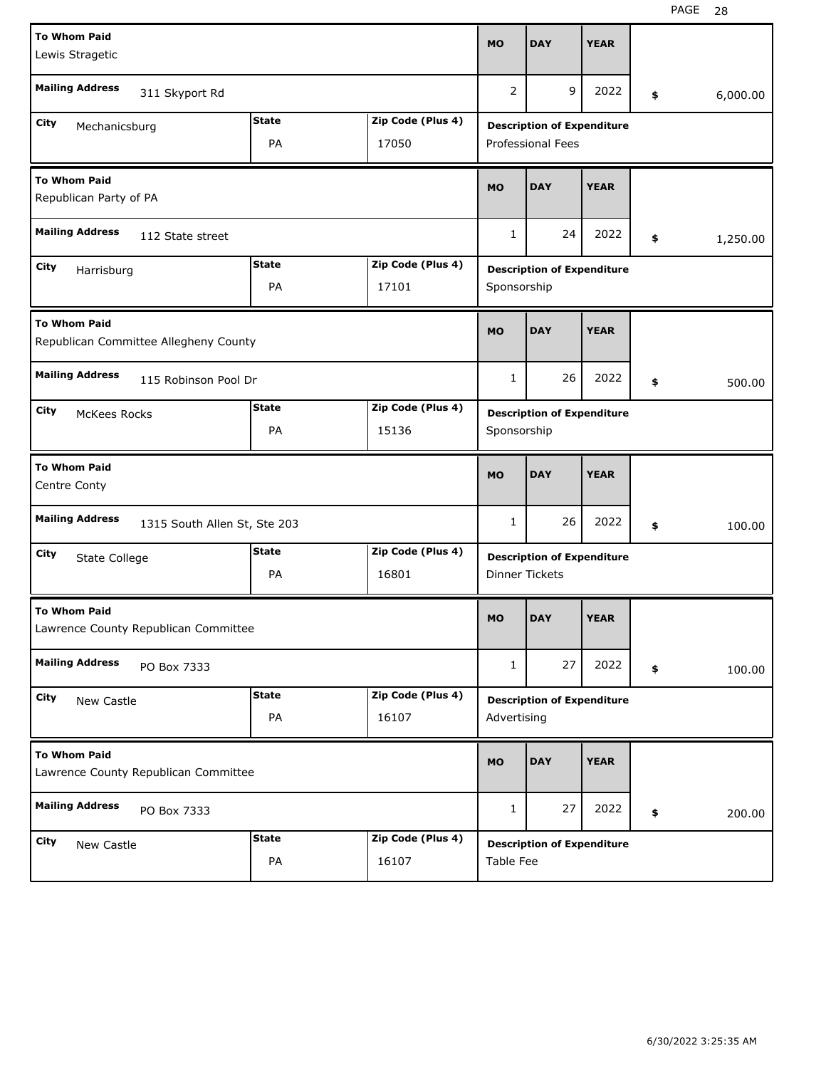| To Whom Paid | Mailing Address | City | State | Zip Code (Plus 4) | MO | DAY | YEAR | Amount | Description of Expenditure |
|---|---|---|---|---|---|---|---|---|---|
| Lewis Stragetic | 311 Skyport Rd | Mechanicsburg | PA | 17050 | 2 | 9 | 2022 | $ 6,000.00 | Professional Fees |
| Republican Party of PA | 112 State street | Harrisburg | PA | 17101 | 1 | 24 | 2022 | $ 1,250.00 | Sponsorship |
| Republican Committee Allegheny County | 115 Robinson Pool Dr | McKees Rocks | PA | 15136 | 1 | 26 | 2022 | $ 500.00 | Sponsorship |
| Centre Conty | 1315 South Allen St, Ste 203 | State College | PA | 16801 | 1 | 26 | 2022 | $ 100.00 | Dinner Tickets |
| Lawrence County Republican Committee | PO Box 7333 | New Castle | PA | 16107 | 1 | 27 | 2022 | $ 100.00 | Advertising |
| Lawrence County Republican Committee | PO Box 7333 | New Castle | PA | 16107 | 1 | 27 | 2022 | $ 200.00 | Table Fee |

6/30/2022 3:25:35 AM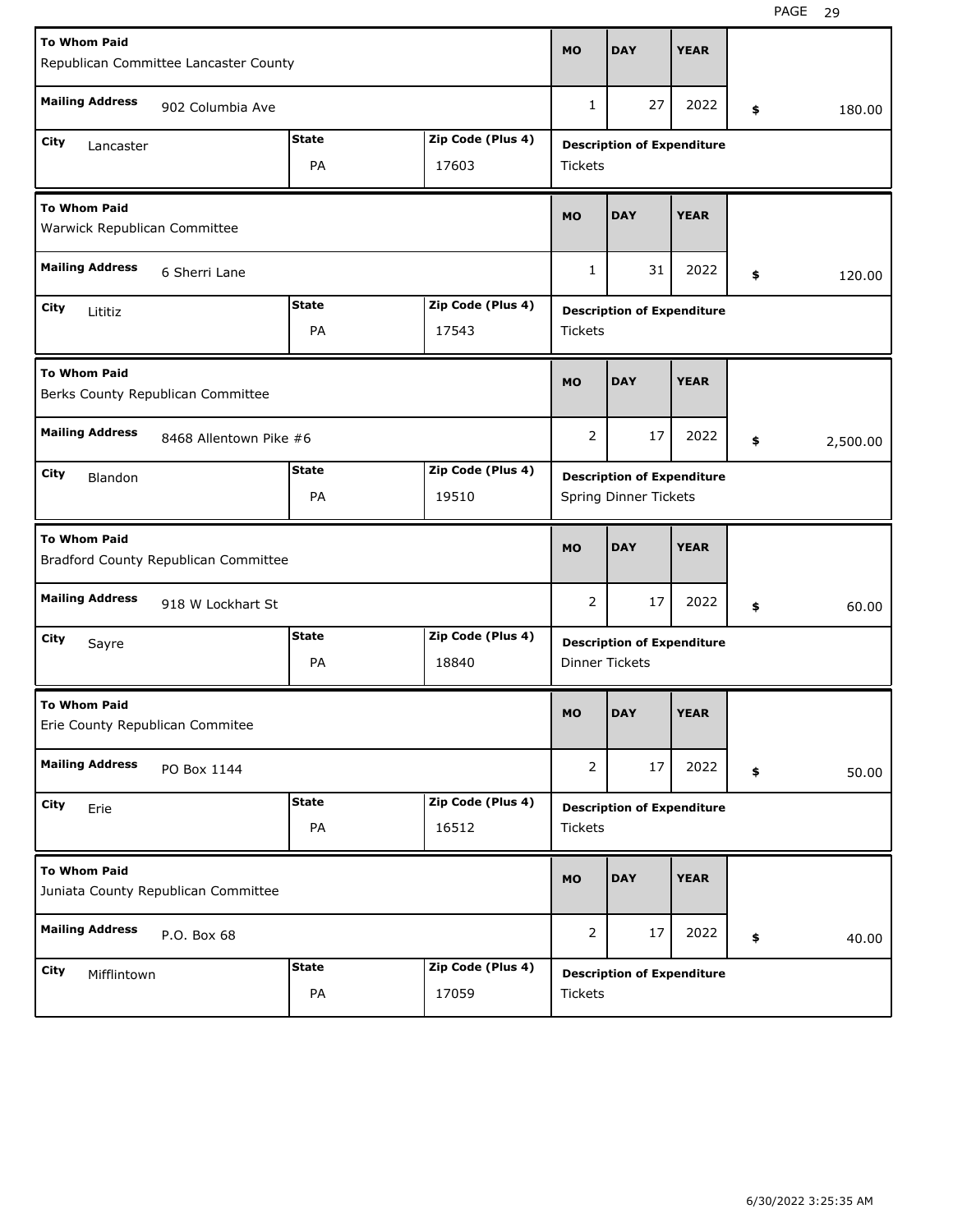| To Whom Paid | Mailing Address | City | State | Zip Code (Plus 4) | MO | DAY | YEAR | Amount | Description of Expenditure |
|---|---|---|---|---|---|---|---|---|---|
| Republican Committee Lancaster County | 902 Columbia Ave | Lancaster | PA | 17603 | 1 | 27 | 2022 | $ 180.00 | Tickets |
| Warwick Republican Committee | 6 Sherri Lane | Lititiz | PA | 17543 | 1 | 31 | 2022 | $ 120.00 | Tickets |
| Berks County Republican Committee | 8468 Allentown Pike #6 | Blandon | PA | 19510 | 2 | 17 | 2022 | $ 2,500.00 | Spring Dinner Tickets |
| Bradford County Republican Committee | 918 W Lockhart St | Sayre | PA | 18840 | 2 | 17 | 2022 | $ 60.00 | Dinner Tickets |
| Erie County Republican Commitee | PO Box 1144 | Erie | PA | 16512 | 2 | 17 | 2022 | $ 50.00 | Tickets |
| Juniata County Republican Committee | P.O. Box 68 | Mifflintown | PA | 17059 | 2 | 17 | 2022 | $ 40.00 | Tickets |

6/30/2022 3:25:35 AM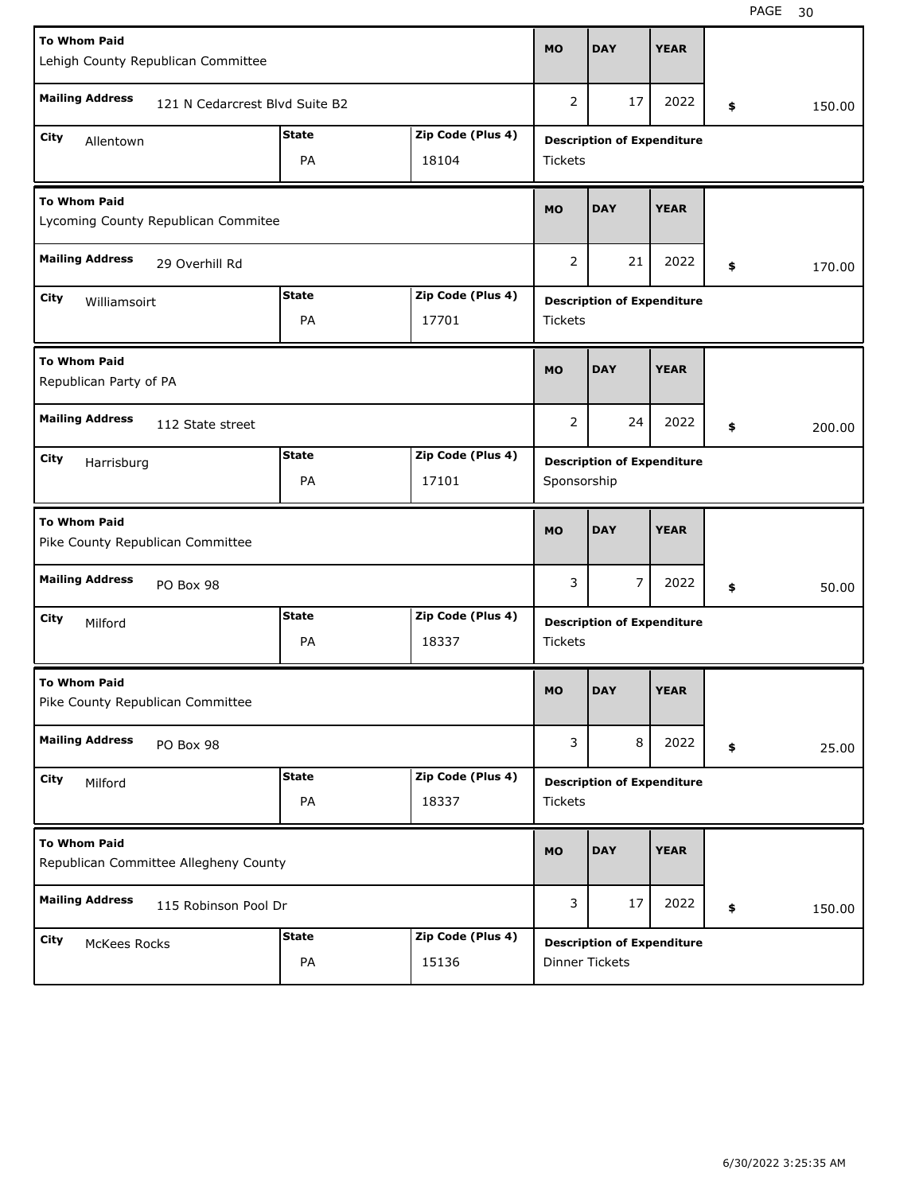| To Whom Paid | Mailing Address | City | State | Zip Code (Plus 4) | MO | DAY | YEAR | Amount | Description of Expenditure |
|---|---|---|---|---|---|---|---|---|---|
| Lehigh County Republican Committee | 121 N Cedarcrest Blvd Suite B2 | Allentown | PA | 18104 | 2 | 17 | 2022 | $ 150.00 | Tickets |
| Lycoming County Republican Commitee | 29 Overhill Rd | Williamsoirt | PA | 17701 | 2 | 21 | 2022 | $ 170.00 | Tickets |
| Republican Party of PA | 112 State street | Harrisburg | PA | 17101 | 2 | 24 | 2022 | $ 200.00 | Sponsorship |
| Pike County Republican Committee | PO Box 98 | Milford | PA | 18337 | 3 | 7 | 2022 | $ 50.00 | Tickets |
| Pike County Republican Committee | PO Box 98 | Milford | PA | 18337 | 3 | 8 | 2022 | $ 25.00 | Tickets |
| Republican Committee Allegheny County | 115 Robinson Pool Dr | McKees Rocks | PA | 15136 | 3 | 17 | 2022 | $ 150.00 | Dinner Tickets |

6/30/2022 3:25:35 AM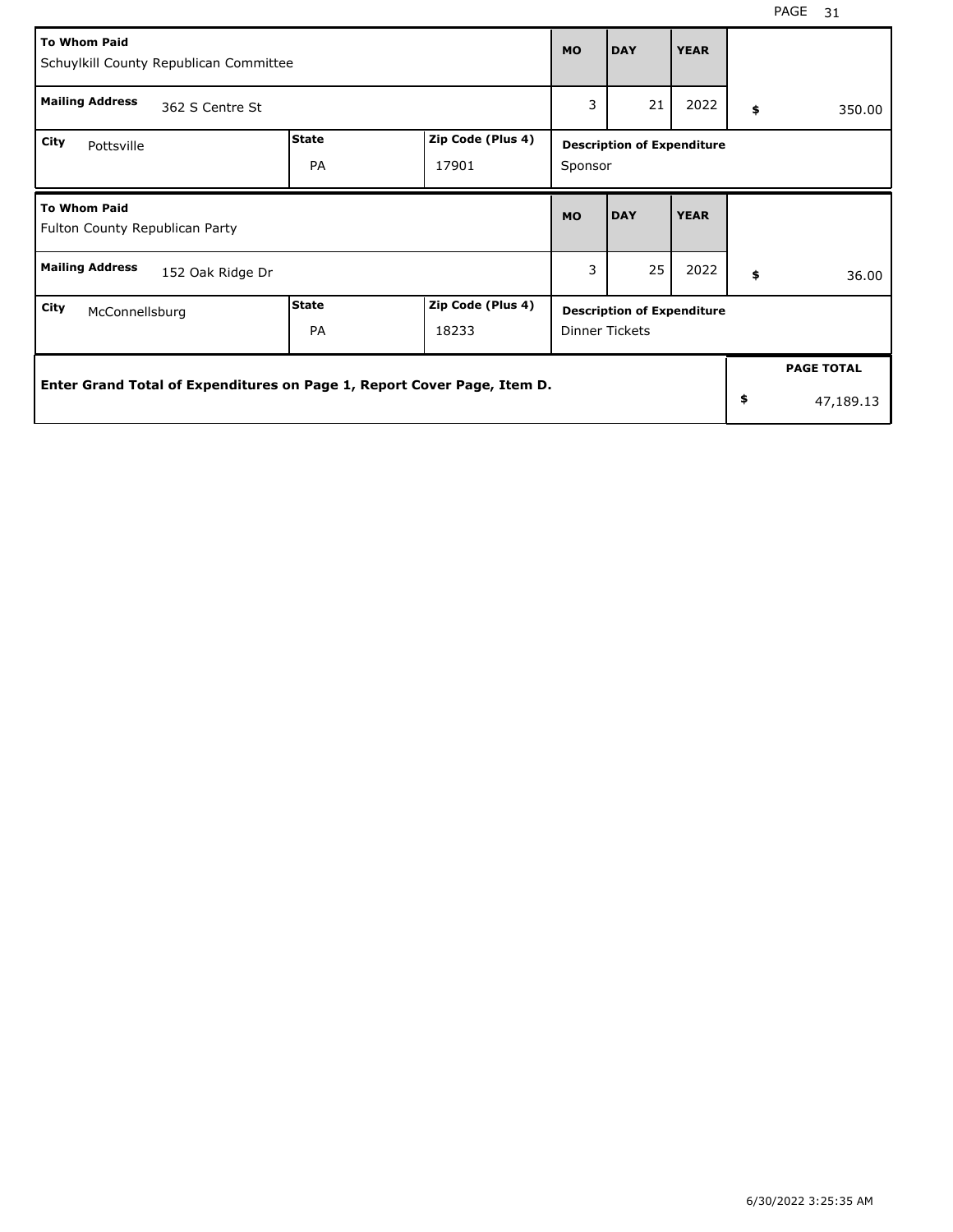| To Whom Paid | | | MO | DAY | YEAR | |
|---|---|---|---|---|---|---|
| Schuylkill County Republican Committee | | | | | | |
| **Mailing Address** 362 S Centre St | | | 3 | 21 | 2022 | $ 350.00 |
| **City** Pottsville | **State** PA | **Zip Code (Plus 4)** 17901 | **Description of Expenditure** Sponsor | | | |

| To Whom Paid | | | MO | DAY | YEAR | |
|---|---|---|---|---|---|---|
| Fulton County Republican Party | | | | | | |
| **Mailing Address** 152 Oak Ridge Dr | | | 3 | 25 | 2022 | $ 36.00 |
| **City** McConnellsburg | **State** PA | **Zip Code (Plus 4)** 18233 | **Description of Expenditure** Dinner Tickets | | | |

| Enter Grand Total of Expenditures on Page 1, Report Cover Page, Item D. | PAGE TOTAL |
|---|---|
| | $ 47,189.13 |

6/30/2022 3:25:35 AM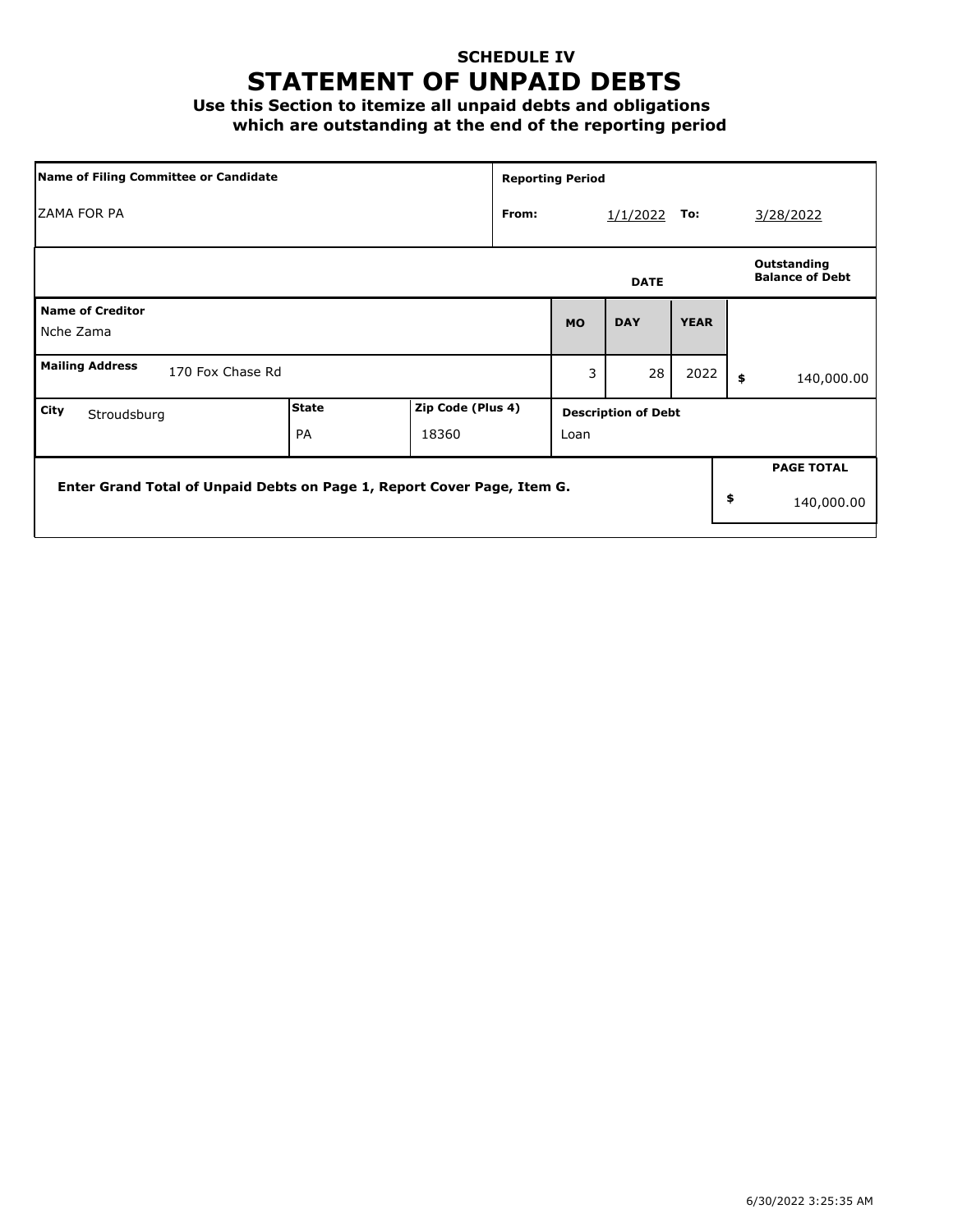## SCHEDULE IV

# STATEMENT OF UNPAID DEBTS

**Use this Section to itemize all unpaid debts and obligations which are outstanding at the end of the reporting period**

| Name of Filing Committee or Candidate | Reporting Period | | |
|---|---|---|---|
| ZAMA FOR PA | From: 1/1/2022 | To: 3/28/2022 | |

| Name of Creditor | | | DATE MO | DATE DAY | DATE YEAR | Outstanding Balance of Debt |
|---|---|---|---|---|---|---|
| Nche Zama | | | | | | |
| **Mailing Address** 170 Fox Chase Rd | | | 3 | 28 | 2022 | $ 140,000.00 |
| **City** Stroudsburg | **State** PA | **Zip Code (Plus 4)** 18360 | **Description of Debt** Loan | | | |

| | PAGE TOTAL |
|---|---|
| **Enter Grand Total of Unpaid Debts on Page 1, Report Cover Page, Item G.** | $ 140,000.00 |

6/30/2022 3:25:35 AM